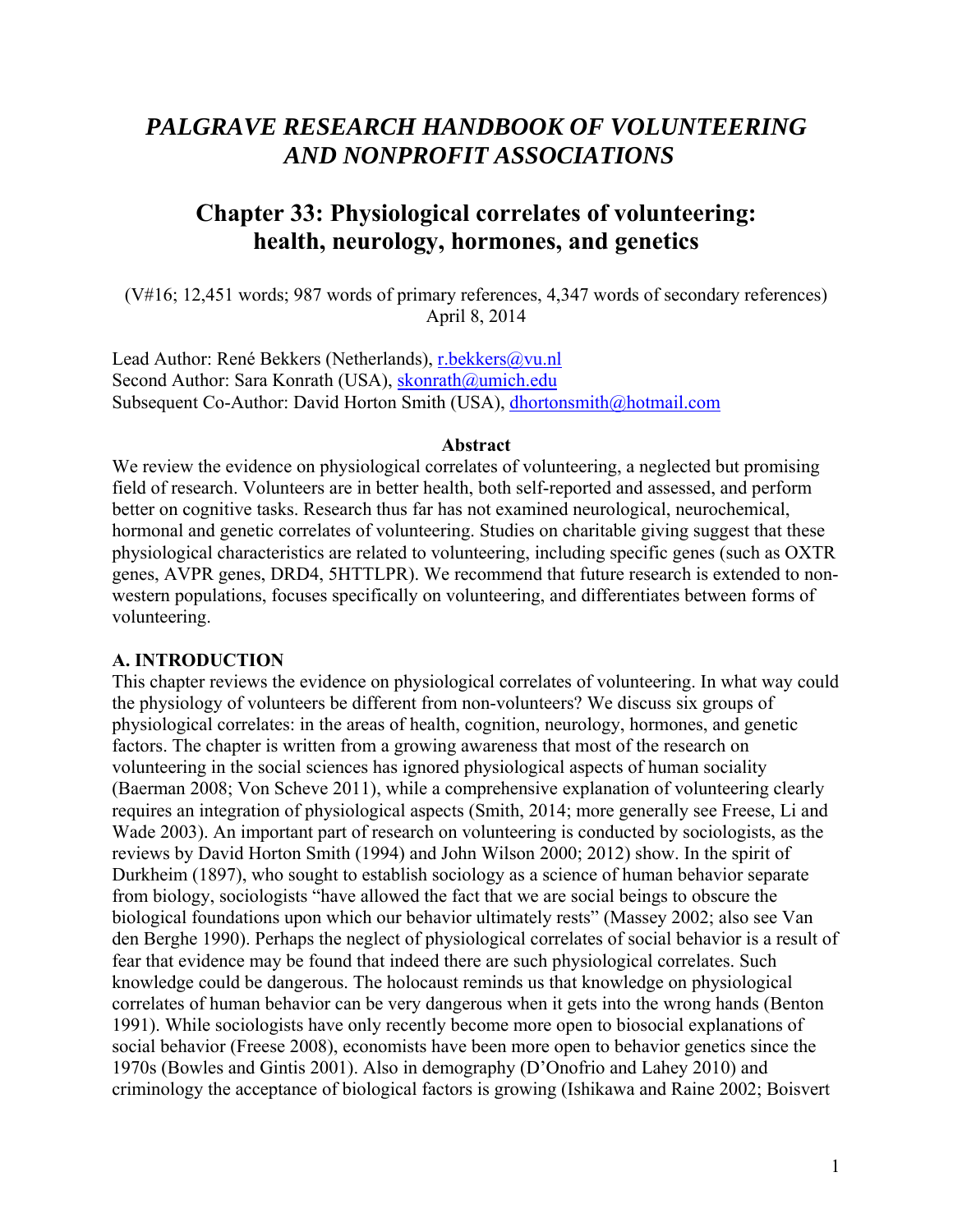# *PALGRAVE RESEARCH HANDBOOK OF VOLUNTEERING AND NONPROFIT ASSOCIATIONS*

## Chapter 33: Physiological correlates of volunteering: health, neurology, hormones, and genetics

(V#16; 12,451 words; 987 words of primary references, 4,347 words of secondary references)
April 8, 2014

Lead Author: René Bekkers (Netherlands), r.bekkers@vu.nl
Second Author: Sara Konrath (USA), skonrath@umich.edu
Subsequent Co-Author: David Horton Smith (USA), dhortonsmith@hotmail.com

**Abstract**

We review the evidence on physiological correlates of volunteering, a neglected but promising field of research. Volunteers are in better health, both self-reported and assessed, and perform better on cognitive tasks. Research thus far has not examined neurological, neurochemical, hormonal and genetic correlates of volunteering. Studies on charitable giving suggest that these physiological characteristics are related to volunteering, including specific genes (such as OXTR genes, AVPR genes, DRD4, 5HTTLPR). We recommend that future research is extended to non-western populations, focuses specifically on volunteering, and differentiates between forms of volunteering.

### A. INTRODUCTION

This chapter reviews the evidence on physiological correlates of volunteering. In what way could the physiology of volunteers be different from non-volunteers? We discuss six groups of physiological correlates: in the areas of health, cognition, neurology, hormones, and genetic factors. The chapter is written from a growing awareness that most of the research on volunteering in the social sciences has ignored physiological aspects of human sociality (Baerman 2008; Von Scheve 2011), while a comprehensive explanation of volunteering clearly requires an integration of physiological aspects (Smith, 2014; more generally see Freese, Li and Wade 2003). An important part of research on volunteering is conducted by sociologists, as the reviews by David Horton Smith (1994) and John Wilson 2000; 2012) show. In the spirit of Durkheim (1897), who sought to establish sociology as a science of human behavior separate from biology, sociologists "have allowed the fact that we are social beings to obscure the biological foundations upon which our behavior ultimately rests" (Massey 2002; also see Van den Berghe 1990). Perhaps the neglect of physiological correlates of social behavior is a result of fear that evidence may be found that indeed there are such physiological correlates. Such knowledge could be dangerous. The holocaust reminds us that knowledge on physiological correlates of human behavior can be very dangerous when it gets into the wrong hands (Benton 1991). While sociologists have only recently become more open to biosocial explanations of social behavior (Freese 2008), economists have been more open to behavior genetics since the 1970s (Bowles and Gintis 2001). Also in demography (D'Onofrio and Lahey 2010) and criminology the acceptance of biological factors is growing (Ishikawa and Raine 2002; Boisvert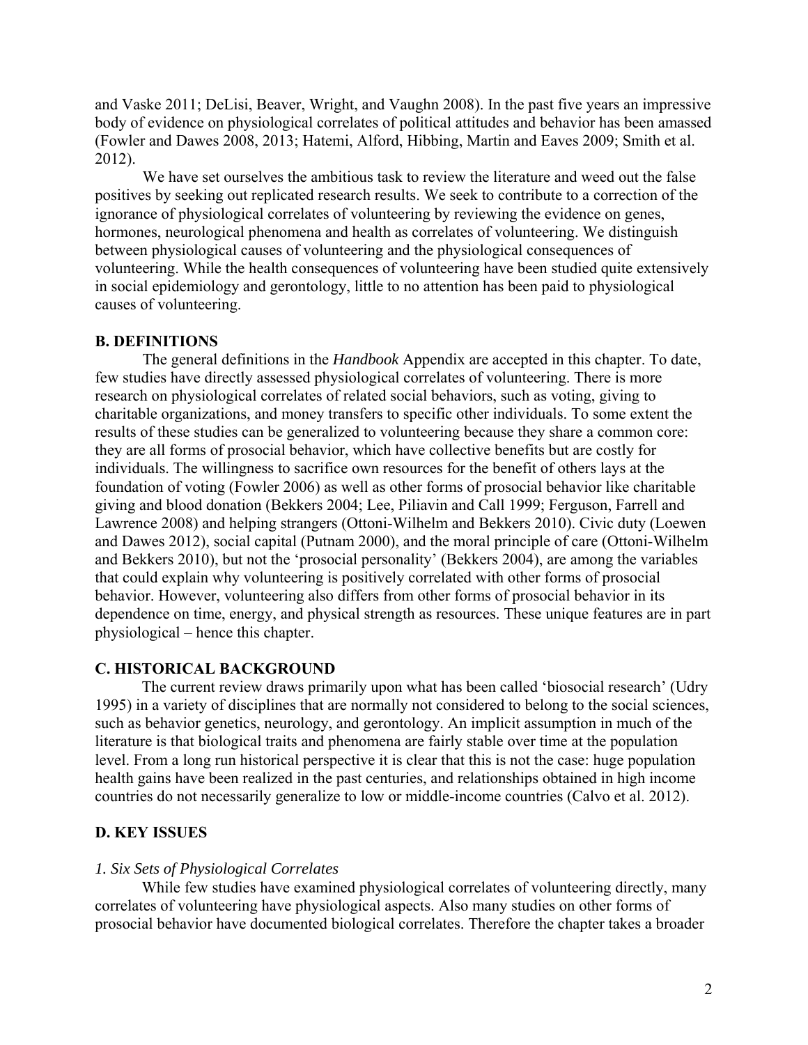and Vaske 2011; DeLisi, Beaver, Wright, and Vaughn 2008). In the past five years an impressive body of evidence on physiological correlates of political attitudes and behavior has been amassed (Fowler and Dawes 2008, 2013; Hatemi, Alford, Hibbing, Martin and Eaves 2009; Smith et al. 2012).

We have set ourselves the ambitious task to review the literature and weed out the false positives by seeking out replicated research results. We seek to contribute to a correction of the ignorance of physiological correlates of volunteering by reviewing the evidence on genes, hormones, neurological phenomena and health as correlates of volunteering. We distinguish between physiological causes of volunteering and the physiological consequences of volunteering. While the health consequences of volunteering have been studied quite extensively in social epidemiology and gerontology, little to no attention has been paid to physiological causes of volunteering.

## B. DEFINITIONS

The general definitions in the *Handbook* Appendix are accepted in this chapter. To date, few studies have directly assessed physiological correlates of volunteering. There is more research on physiological correlates of related social behaviors, such as voting, giving to charitable organizations, and money transfers to specific other individuals. To some extent the results of these studies can be generalized to volunteering because they share a common core: they are all forms of prosocial behavior, which have collective benefits but are costly for individuals. The willingness to sacrifice own resources for the benefit of others lays at the foundation of voting (Fowler 2006) as well as other forms of prosocial behavior like charitable giving and blood donation (Bekkers 2004; Lee, Piliavin and Call 1999; Ferguson, Farrell and Lawrence 2008) and helping strangers (Ottoni-Wilhelm and Bekkers 2010). Civic duty (Loewen and Dawes 2012), social capital (Putnam 2000), and the moral principle of care (Ottoni-Wilhelm and Bekkers 2010), but not the 'prosocial personality' (Bekkers 2004), are among the variables that could explain why volunteering is positively correlated with other forms of prosocial behavior. However, volunteering also differs from other forms of prosocial behavior in its dependence on time, energy, and physical strength as resources. These unique features are in part physiological – hence this chapter.

## C. HISTORICAL BACKGROUND

The current review draws primarily upon what has been called 'biosocial research' (Udry 1995) in a variety of disciplines that are normally not considered to belong to the social sciences, such as behavior genetics, neurology, and gerontology. An implicit assumption in much of the literature is that biological traits and phenomena are fairly stable over time at the population level. From a long run historical perspective it is clear that this is not the case: huge population health gains have been realized in the past centuries, and relationships obtained in high income countries do not necessarily generalize to low or middle-income countries (Calvo et al. 2012).

## D. KEY ISSUES

### *1. Six Sets of Physiological Correlates*

While few studies have examined physiological correlates of volunteering directly, many correlates of volunteering have physiological aspects. Also many studies on other forms of prosocial behavior have documented biological correlates. Therefore the chapter takes a broader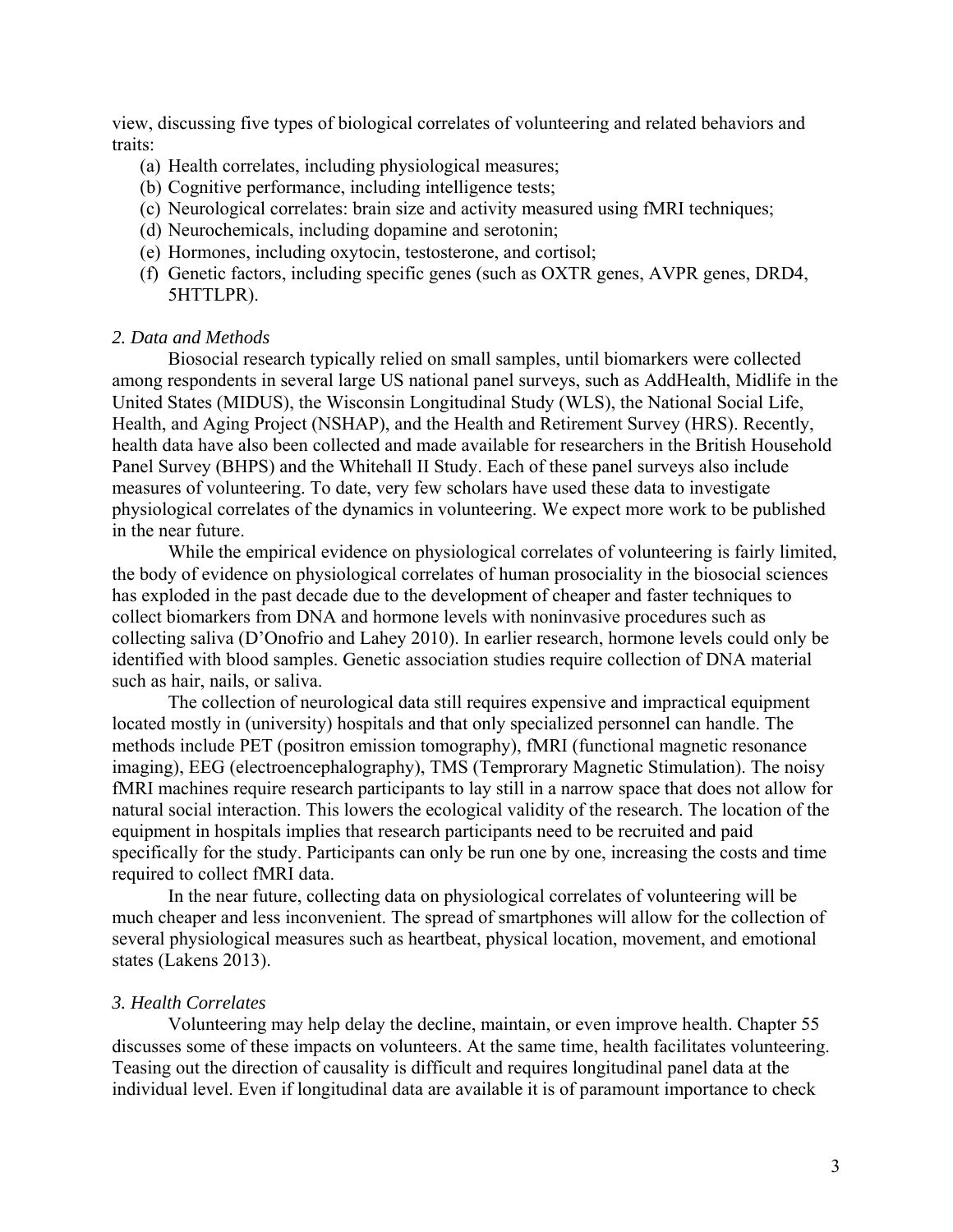view, discussing five types of biological correlates of volunteering and related behaviors and traits:

(a) Health correlates, including physiological measures;
(b) Cognitive performance, including intelligence tests;
(c) Neurological correlates: brain size and activity measured using fMRI techniques;
(d) Neurochemicals, including dopamine and serotonin;
(e) Hormones, including oxytocin, testosterone, and cortisol;
(f) Genetic factors, including specific genes (such as OXTR genes, AVPR genes, DRD4, 5HTTLPR).

### *2. Data and Methods*

Biosocial research typically relied on small samples, until biomarkers were collected among respondents in several large US national panel surveys, such as AddHealth, Midlife in the United States (MIDUS), the Wisconsin Longitudinal Study (WLS), the National Social Life, Health, and Aging Project (NSHAP), and the Health and Retirement Survey (HRS). Recently, health data have also been collected and made available for researchers in the British Household Panel Survey (BHPS) and the Whitehall II Study. Each of these panel surveys also include measures of volunteering. To date, very few scholars have used these data to investigate physiological correlates of the dynamics in volunteering. We expect more work to be published in the near future.

While the empirical evidence on physiological correlates of volunteering is fairly limited, the body of evidence on physiological correlates of human prosociality in the biosocial sciences has exploded in the past decade due to the development of cheaper and faster techniques to collect biomarkers from DNA and hormone levels with noninvasive procedures such as collecting saliva (D'Onofrio and Lahey 2010). In earlier research, hormone levels could only be identified with blood samples. Genetic association studies require collection of DNA material such as hair, nails, or saliva.

The collection of neurological data still requires expensive and impractical equipment located mostly in (university) hospitals and that only specialized personnel can handle. The methods include PET (positron emission tomography), fMRI (functional magnetic resonance imaging), EEG (electroencephalography), TMS (Temprorary Magnetic Stimulation). The noisy fMRI machines require research participants to lay still in a narrow space that does not allow for natural social interaction. This lowers the ecological validity of the research. The location of the equipment in hospitals implies that research participants need to be recruited and paid specifically for the study. Participants can only be run one by one, increasing the costs and time required to collect fMRI data.

In the near future, collecting data on physiological correlates of volunteering will be much cheaper and less inconvenient. The spread of smartphones will allow for the collection of several physiological measures such as heartbeat, physical location, movement, and emotional states (Lakens 2013).

### *3. Health Correlates*

Volunteering may help delay the decline, maintain, or even improve health. Chapter 55 discusses some of these impacts on volunteers. At the same time, health facilitates volunteering. Teasing out the direction of causality is difficult and requires longitudinal panel data at the individual level. Even if longitudinal data are available it is of paramount importance to check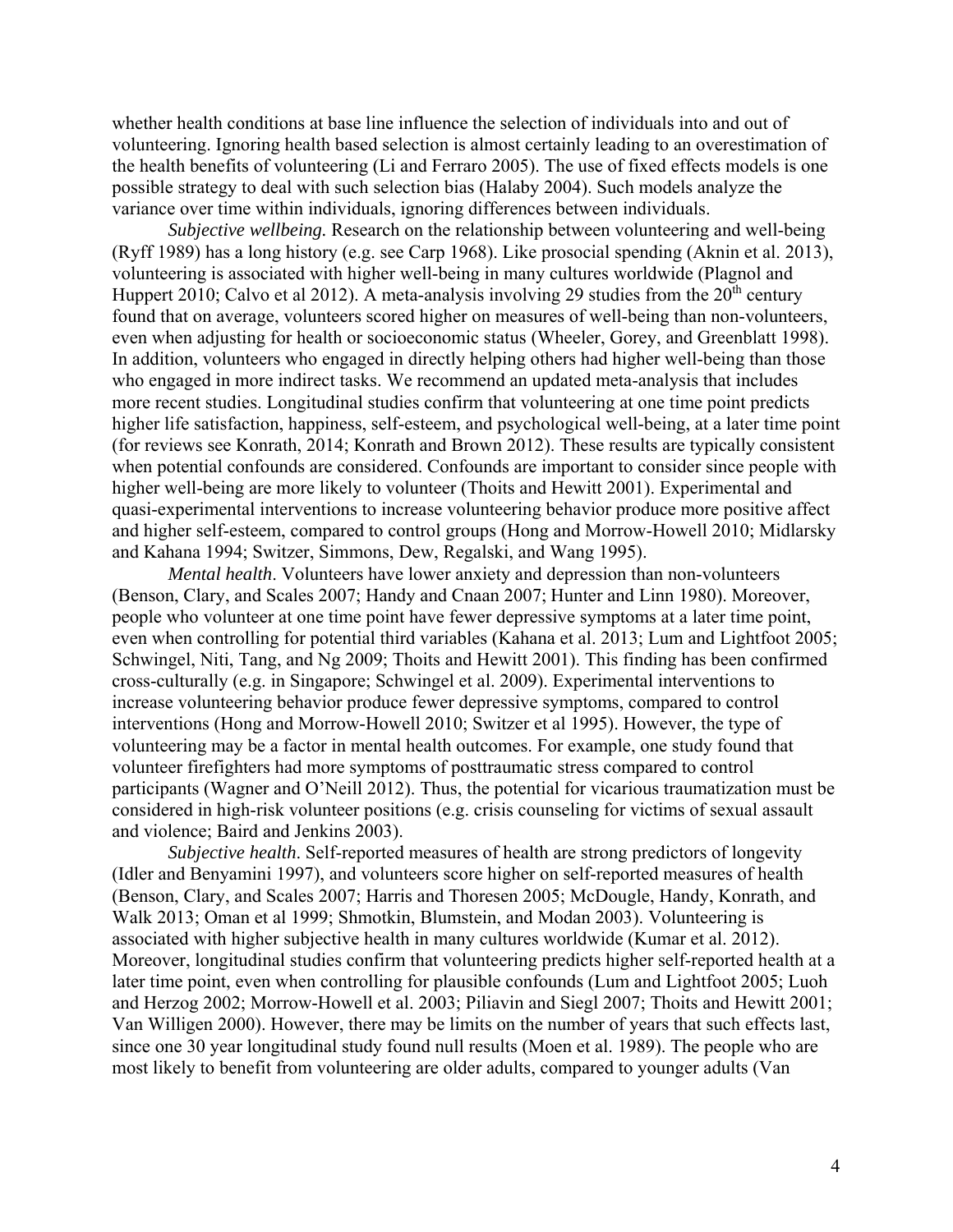whether health conditions at base line influence the selection of individuals into and out of volunteering. Ignoring health based selection is almost certainly leading to an overestimation of the health benefits of volunteering (Li and Ferraro 2005). The use of fixed effects models is one possible strategy to deal with such selection bias (Halaby 2004). Such models analyze the variance over time within individuals, ignoring differences between individuals.

*Subjective wellbeing.* Research on the relationship between volunteering and well-being (Ryff 1989) has a long history (e.g. see Carp 1968). Like prosocial spending (Aknin et al. 2013), volunteering is associated with higher well-being in many cultures worldwide (Plagnol and Huppert 2010; Calvo et al 2012). A meta-analysis involving 29 studies from the 20th century found that on average, volunteers scored higher on measures of well-being than non-volunteers, even when adjusting for health or socioeconomic status (Wheeler, Gorey, and Greenblatt 1998). In addition, volunteers who engaged in directly helping others had higher well-being than those who engaged in more indirect tasks. We recommend an updated meta-analysis that includes more recent studies. Longitudinal studies confirm that volunteering at one time point predicts higher life satisfaction, happiness, self-esteem, and psychological well-being, at a later time point (for reviews see Konrath, 2014; Konrath and Brown 2012). These results are typically consistent when potential confounds are considered. Confounds are important to consider since people with higher well-being are more likely to volunteer (Thoits and Hewitt 2001). Experimental and quasi-experimental interventions to increase volunteering behavior produce more positive affect and higher self-esteem, compared to control groups (Hong and Morrow-Howell 2010; Midlarsky and Kahana 1994; Switzer, Simmons, Dew, Regalski, and Wang 1995).

*Mental health*. Volunteers have lower anxiety and depression than non-volunteers (Benson, Clary, and Scales 2007; Handy and Cnaan 2007; Hunter and Linn 1980). Moreover, people who volunteer at one time point have fewer depressive symptoms at a later time point, even when controlling for potential third variables (Kahana et al. 2013; Lum and Lightfoot 2005; Schwingel, Niti, Tang, and Ng 2009; Thoits and Hewitt 2001). This finding has been confirmed cross-culturally (e.g. in Singapore; Schwingel et al. 2009). Experimental interventions to increase volunteering behavior produce fewer depressive symptoms, compared to control interventions (Hong and Morrow-Howell 2010; Switzer et al 1995). However, the type of volunteering may be a factor in mental health outcomes. For example, one study found that volunteer firefighters had more symptoms of posttraumatic stress compared to control participants (Wagner and O'Neill 2012). Thus, the potential for vicarious traumatization must be considered in high-risk volunteer positions (e.g. crisis counseling for victims of sexual assault and violence; Baird and Jenkins 2003).

*Subjective health*. Self-reported measures of health are strong predictors of longevity (Idler and Benyamini 1997), and volunteers score higher on self-reported measures of health (Benson, Clary, and Scales 2007; Harris and Thoresen 2005; McDougle, Handy, Konrath, and Walk 2013; Oman et al 1999; Shmotkin, Blumstein, and Modan 2003). Volunteering is associated with higher subjective health in many cultures worldwide (Kumar et al. 2012). Moreover, longitudinal studies confirm that volunteering predicts higher self-reported health at a later time point, even when controlling for plausible confounds (Lum and Lightfoot 2005; Luoh and Herzog 2002; Morrow-Howell et al. 2003; Piliavin and Siegl 2007; Thoits and Hewitt 2001; Van Willigen 2000). However, there may be limits on the number of years that such effects last, since one 30 year longitudinal study found null results (Moen et al. 1989). The people who are most likely to benefit from volunteering are older adults, compared to younger adults (Van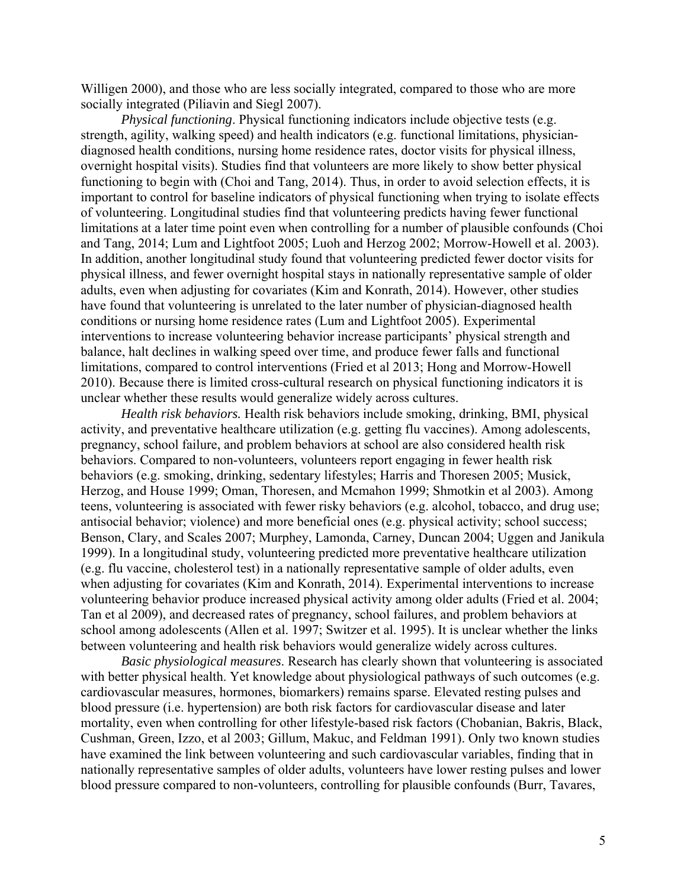Willigen 2000), and those who are less socially integrated, compared to those who are more socially integrated (Piliavin and Siegl 2007).

*Physical functioning*. Physical functioning indicators include objective tests (e.g. strength, agility, walking speed) and health indicators (e.g. functional limitations, physician-diagnosed health conditions, nursing home residence rates, doctor visits for physical illness, overnight hospital visits). Studies find that volunteers are more likely to show better physical functioning to begin with (Choi and Tang, 2014). Thus, in order to avoid selection effects, it is important to control for baseline indicators of physical functioning when trying to isolate effects of volunteering. Longitudinal studies find that volunteering predicts having fewer functional limitations at a later time point even when controlling for a number of plausible confounds (Choi and Tang, 2014; Lum and Lightfoot 2005; Luoh and Herzog 2002; Morrow-Howell et al. 2003). In addition, another longitudinal study found that volunteering predicted fewer doctor visits for physical illness, and fewer overnight hospital stays in nationally representative sample of older adults, even when adjusting for covariates (Kim and Konrath, 2014). However, other studies have found that volunteering is unrelated to the later number of physician-diagnosed health conditions or nursing home residence rates (Lum and Lightfoot 2005). Experimental interventions to increase volunteering behavior increase participants' physical strength and balance, halt declines in walking speed over time, and produce fewer falls and functional limitations, compared to control interventions (Fried et al 2013; Hong and Morrow-Howell 2010). Because there is limited cross-cultural research on physical functioning indicators it is unclear whether these results would generalize widely across cultures.

*Health risk behaviors.* Health risk behaviors include smoking, drinking, BMI, physical activity, and preventative healthcare utilization (e.g. getting flu vaccines). Among adolescents, pregnancy, school failure, and problem behaviors at school are also considered health risk behaviors. Compared to non-volunteers, volunteers report engaging in fewer health risk behaviors (e.g. smoking, drinking, sedentary lifestyles; Harris and Thoresen 2005; Musick, Herzog, and House 1999; Oman, Thoresen, and Mcmahon 1999; Shmotkin et al 2003). Among teens, volunteering is associated with fewer risky behaviors (e.g. alcohol, tobacco, and drug use; antisocial behavior; violence) and more beneficial ones (e.g. physical activity; school success; Benson, Clary, and Scales 2007; Murphey, Lamonda, Carney, Duncan 2004; Uggen and Janikula 1999). In a longitudinal study, volunteering predicted more preventative healthcare utilization (e.g. flu vaccine, cholesterol test) in a nationally representative sample of older adults, even when adjusting for covariates (Kim and Konrath, 2014). Experimental interventions to increase volunteering behavior produce increased physical activity among older adults (Fried et al. 2004; Tan et al 2009), and decreased rates of pregnancy, school failures, and problem behaviors at school among adolescents (Allen et al. 1997; Switzer et al. 1995). It is unclear whether the links between volunteering and health risk behaviors would generalize widely across cultures.

*Basic physiological measures*. Research has clearly shown that volunteering is associated with better physical health. Yet knowledge about physiological pathways of such outcomes (e.g. cardiovascular measures, hormones, biomarkers) remains sparse. Elevated resting pulses and blood pressure (i.e. hypertension) are both risk factors for cardiovascular disease and later mortality, even when controlling for other lifestyle-based risk factors (Chobanian, Bakris, Black, Cushman, Green, Izzo, et al 2003; Gillum, Makuc, and Feldman 1991). Only two known studies have examined the link between volunteering and such cardiovascular variables, finding that in nationally representative samples of older adults, volunteers have lower resting pulses and lower blood pressure compared to non-volunteers, controlling for plausible confounds (Burr, Tavares,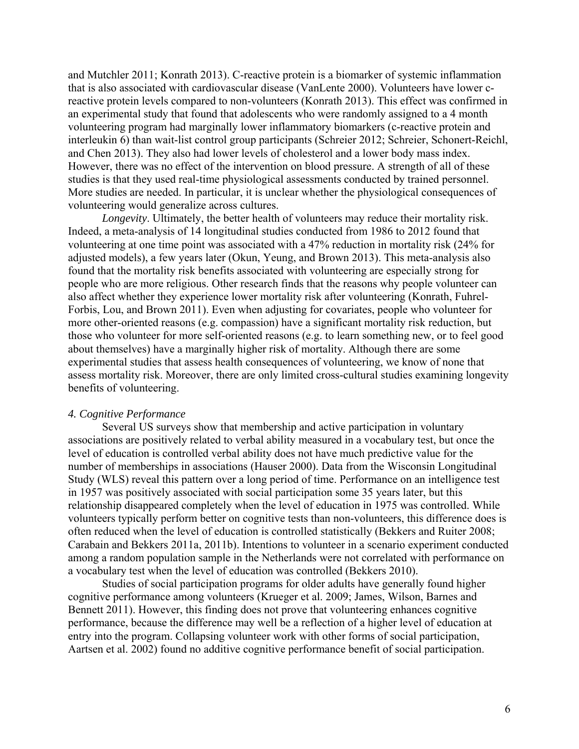and Mutchler 2011; Konrath 2013). C-reactive protein is a biomarker of systemic inflammation that is also associated with cardiovascular disease (VanLente 2000). Volunteers have lower c-reactive protein levels compared to non-volunteers (Konrath 2013). This effect was confirmed in an experimental study that found that adolescents who were randomly assigned to a 4 month volunteering program had marginally lower inflammatory biomarkers (c-reactive protein and interleukin 6) than wait-list control group participants (Schreier 2012; Schreier, Schonert-Reichl, and Chen 2013). They also had lower levels of cholesterol and a lower body mass index. However, there was no effect of the intervention on blood pressure. A strength of all of these studies is that they used real-time physiological assessments conducted by trained personnel. More studies are needed. In particular, it is unclear whether the physiological consequences of volunteering would generalize across cultures.

*Longevity*. Ultimately, the better health of volunteers may reduce their mortality risk. Indeed, a meta-analysis of 14 longitudinal studies conducted from 1986 to 2012 found that volunteering at one time point was associated with a 47% reduction in mortality risk (24% for adjusted models), a few years later (Okun, Yeung, and Brown 2013). This meta-analysis also found that the mortality risk benefits associated with volunteering are especially strong for people who are more religious. Other research finds that the reasons why people volunteer can also affect whether they experience lower mortality risk after volunteering (Konrath, Fuhrel-Forbis, Lou, and Brown 2011). Even when adjusting for covariates, people who volunteer for more other-oriented reasons (e.g. compassion) have a significant mortality risk reduction, but those who volunteer for more self-oriented reasons (e.g. to learn something new, or to feel good about themselves) have a marginally higher risk of mortality. Although there are some experimental studies that assess health consequences of volunteering, we know of none that assess mortality risk. Moreover, there are only limited cross-cultural studies examining longevity benefits of volunteering.

### *4. Cognitive Performance*

Several US surveys show that membership and active participation in voluntary associations are positively related to verbal ability measured in a vocabulary test, but once the level of education is controlled verbal ability does not have much predictive value for the number of memberships in associations (Hauser 2000). Data from the Wisconsin Longitudinal Study (WLS) reveal this pattern over a long period of time. Performance on an intelligence test in 1957 was positively associated with social participation some 35 years later, but this relationship disappeared completely when the level of education in 1975 was controlled. While volunteers typically perform better on cognitive tests than non-volunteers, this difference does is often reduced when the level of education is controlled statistically (Bekkers and Ruiter 2008; Carabain and Bekkers 2011a, 2011b). Intentions to volunteer in a scenario experiment conducted among a random population sample in the Netherlands were not correlated with performance on a vocabulary test when the level of education was controlled (Bekkers 2010).

Studies of social participation programs for older adults have generally found higher cognitive performance among volunteers (Krueger et al. 2009; James, Wilson, Barnes and Bennett 2011). However, this finding does not prove that volunteering enhances cognitive performance, because the difference may well be a reflection of a higher level of education at entry into the program. Collapsing volunteer work with other forms of social participation, Aartsen et al. 2002) found no additive cognitive performance benefit of social participation.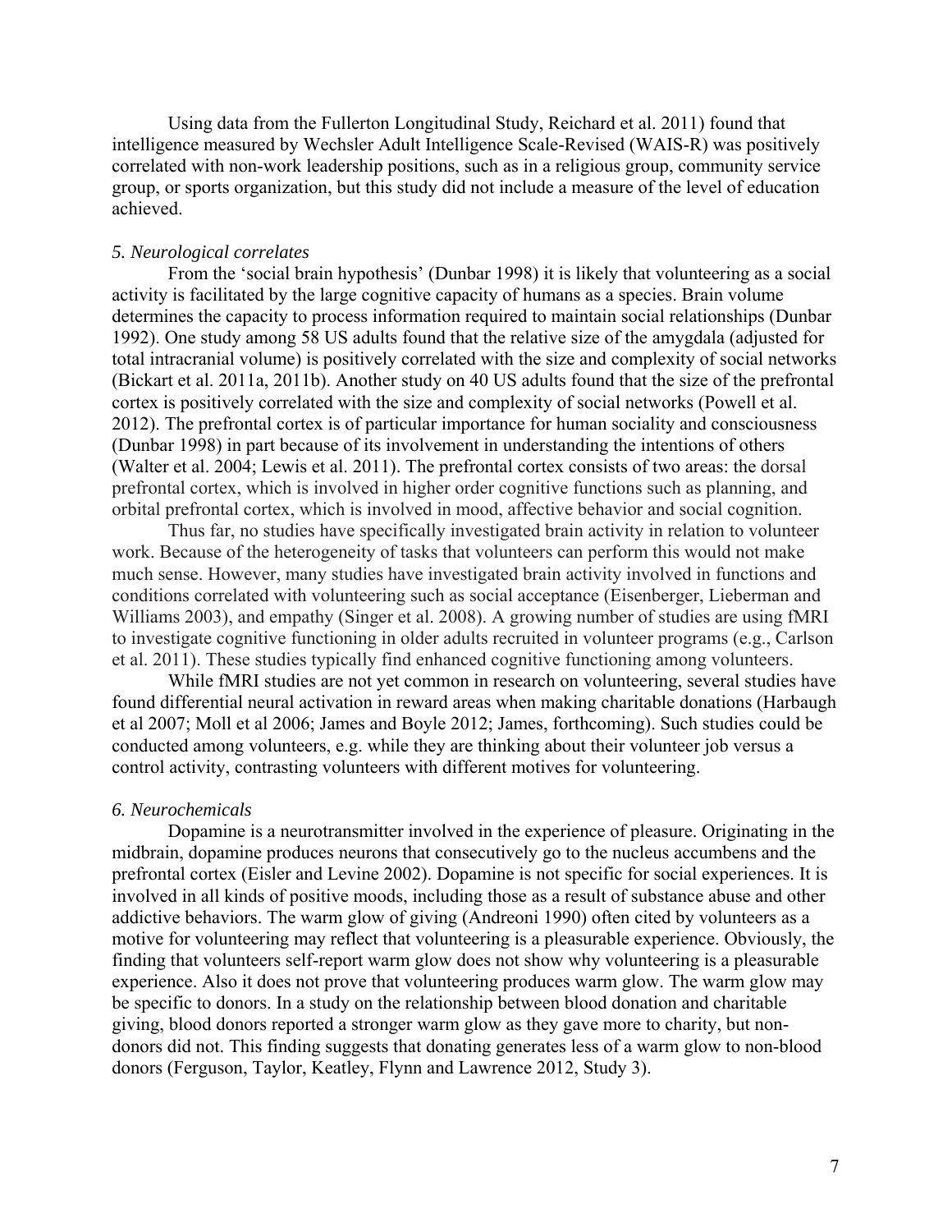Using data from the Fullerton Longitudinal Study, Reichard et al. 2011) found that intelligence measured by Wechsler Adult Intelligence Scale-Revised (WAIS-R) was positively correlated with non-work leadership positions, such as in a religious group, community service group, or sports organization, but this study did not include a measure of the level of education achieved.

*5. Neurological correlates*

From the 'social brain hypothesis' (Dunbar 1998) it is likely that volunteering as a social activity is facilitated by the large cognitive capacity of humans as a species. Brain volume determines the capacity to process information required to maintain social relationships (Dunbar 1992). One study among 58 US adults found that the relative size of the amygdala (adjusted for total intracranial volume) is positively correlated with the size and complexity of social networks (Bickart et al. 2011a, 2011b). Another study on 40 US adults found that the size of the prefrontal cortex is positively correlated with the size and complexity of social networks (Powell et al. 2012). The prefrontal cortex is of particular importance for human sociality and consciousness (Dunbar 1998) in part because of its involvement in understanding the intentions of others (Walter et al. 2004; Lewis et al. 2011). The prefrontal cortex consists of two areas: the dorsal prefrontal cortex, which is involved in higher order cognitive functions such as planning, and orbital prefrontal cortex, which is involved in mood, affective behavior and social cognition.

Thus far, no studies have specifically investigated brain activity in relation to volunteer work. Because of the heterogeneity of tasks that volunteers can perform this would not make much sense. However, many studies have investigated brain activity involved in functions and conditions correlated with volunteering such as social acceptance (Eisenberger, Lieberman and Williams 2003), and empathy (Singer et al. 2008). A growing number of studies are using fMRI to investigate cognitive functioning in older adults recruited in volunteer programs (e.g., Carlson et al. 2011). These studies typically find enhanced cognitive functioning among volunteers.

While fMRI studies are not yet common in research on volunteering, several studies have found differential neural activation in reward areas when making charitable donations (Harbaugh et al 2007; Moll et al 2006; James and Boyle 2012; James, forthcoming). Such studies could be conducted among volunteers, e.g. while they are thinking about their volunteer job versus a control activity, contrasting volunteers with different motives for volunteering.

*6. Neurochemicals*

Dopamine is a neurotransmitter involved in the experience of pleasure. Originating in the midbrain, dopamine produces neurons that consecutively go to the nucleus accumbens and the prefrontal cortex (Eisler and Levine 2002). Dopamine is not specific for social experiences. It is involved in all kinds of positive moods, including those as a result of substance abuse and other addictive behaviors. The warm glow of giving (Andreoni 1990) often cited by volunteers as a motive for volunteering may reflect that volunteering is a pleasurable experience. Obviously, the finding that volunteers self-report warm glow does not show why volunteering is a pleasurable experience. Also it does not prove that volunteering produces warm glow. The warm glow may be specific to donors. In a study on the relationship between blood donation and charitable giving, blood donors reported a stronger warm glow as they gave more to charity, but non-donors did not. This finding suggests that donating generates less of a warm glow to non-blood donors (Ferguson, Taylor, Keatley, Flynn and Lawrence 2012, Study 3).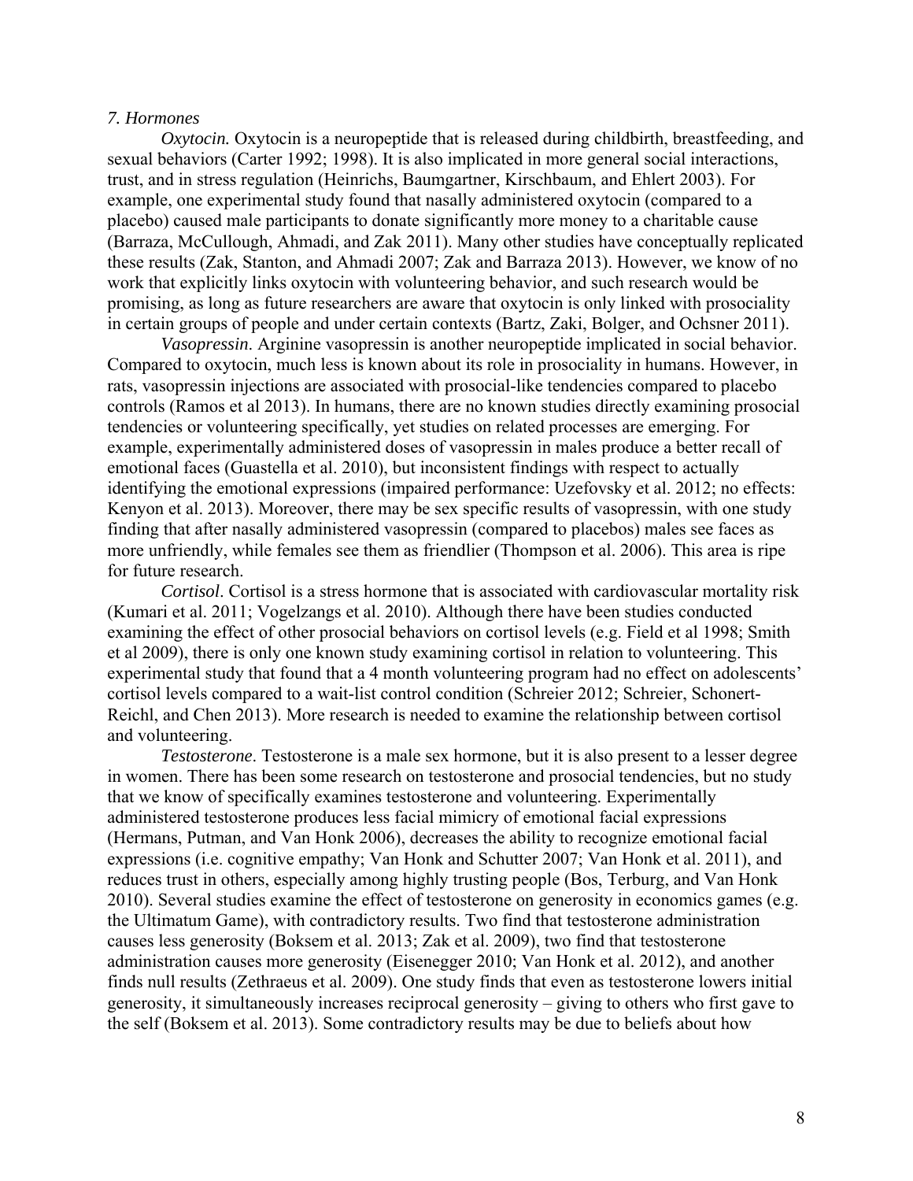*7. Hormones*

*Oxytocin.* Oxytocin is a neuropeptide that is released during childbirth, breastfeeding, and sexual behaviors (Carter 1992; 1998). It is also implicated in more general social interactions, trust, and in stress regulation (Heinrichs, Baumgartner, Kirschbaum, and Ehlert 2003). For example, one experimental study found that nasally administered oxytocin (compared to a placebo) caused male participants to donate significantly more money to a charitable cause (Barraza, McCullough, Ahmadi, and Zak 2011). Many other studies have conceptually replicated these results (Zak, Stanton, and Ahmadi 2007; Zak and Barraza 2013). However, we know of no work that explicitly links oxytocin with volunteering behavior, and such research would be promising, as long as future researchers are aware that oxytocin is only linked with prosociality in certain groups of people and under certain contexts (Bartz, Zaki, Bolger, and Ochsner 2011).

*Vasopressin*. Arginine vasopressin is another neuropeptide implicated in social behavior. Compared to oxytocin, much less is known about its role in prosociality in humans. However, in rats, vasopressin injections are associated with prosocial-like tendencies compared to placebo controls (Ramos et al 2013). In humans, there are no known studies directly examining prosocial tendencies or volunteering specifically, yet studies on related processes are emerging. For example, experimentally administered doses of vasopressin in males produce a better recall of emotional faces (Guastella et al. 2010), but inconsistent findings with respect to actually identifying the emotional expressions (impaired performance: Uzefovsky et al. 2012; no effects: Kenyon et al. 2013). Moreover, there may be sex specific results of vasopressin, with one study finding that after nasally administered vasopressin (compared to placebos) males see faces as more unfriendly, while females see them as friendlier (Thompson et al. 2006). This area is ripe for future research.

*Cortisol*. Cortisol is a stress hormone that is associated with cardiovascular mortality risk (Kumari et al. 2011; Vogelzangs et al. 2010). Although there have been studies conducted examining the effect of other prosocial behaviors on cortisol levels (e.g. Field et al 1998; Smith et al 2009), there is only one known study examining cortisol in relation to volunteering. This experimental study that found that a 4 month volunteering program had no effect on adolescents' cortisol levels compared to a wait-list control condition (Schreier 2012; Schreier, Schonert-Reichl, and Chen 2013). More research is needed to examine the relationship between cortisol and volunteering.

*Testosterone*. Testosterone is a male sex hormone, but it is also present to a lesser degree in women. There has been some research on testosterone and prosocial tendencies, but no study that we know of specifically examines testosterone and volunteering. Experimentally administered testosterone produces less facial mimicry of emotional facial expressions (Hermans, Putman, and Van Honk 2006), decreases the ability to recognize emotional facial expressions (i.e. cognitive empathy; Van Honk and Schutter 2007; Van Honk et al. 2011), and reduces trust in others, especially among highly trusting people (Bos, Terburg, and Van Honk 2010). Several studies examine the effect of testosterone on generosity in economics games (e.g. the Ultimatum Game), with contradictory results. Two find that testosterone administration causes less generosity (Boksem et al. 2013; Zak et al. 2009), two find that testosterone administration causes more generosity (Eisenegger 2010; Van Honk et al. 2012), and another finds null results (Zethraeus et al. 2009). One study finds that even as testosterone lowers initial generosity, it simultaneously increases reciprocal generosity – giving to others who first gave to the self (Boksem et al. 2013). Some contradictory results may be due to beliefs about how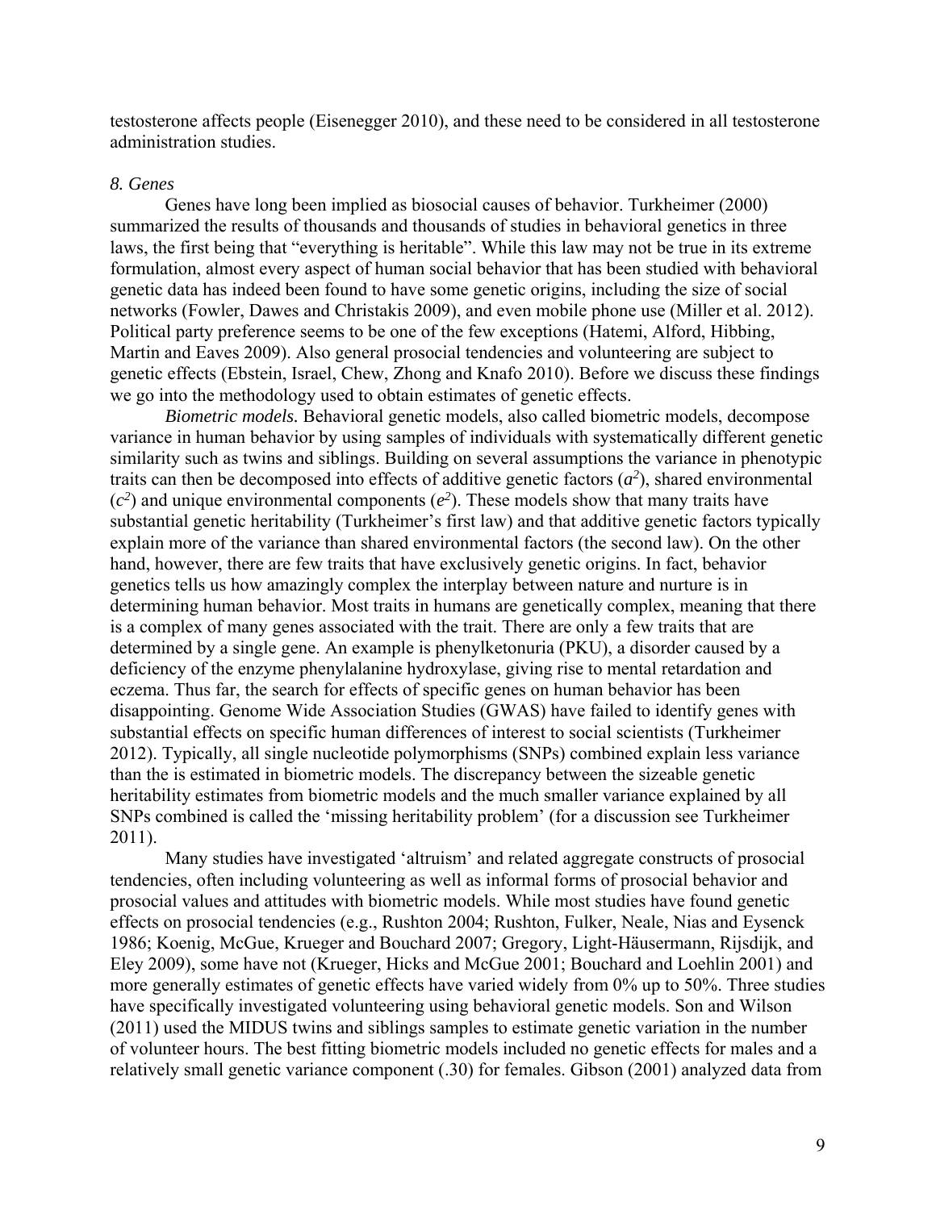testosterone affects people (Eisenegger 2010), and these need to be considered in all testosterone administration studies.

### *8. Genes*

Genes have long been implied as biosocial causes of behavior. Turkheimer (2000) summarized the results of thousands and thousands of studies in behavioral genetics in three laws, the first being that "everything is heritable". While this law may not be true in its extreme formulation, almost every aspect of human social behavior that has been studied with behavioral genetic data has indeed been found to have some genetic origins, including the size of social networks (Fowler, Dawes and Christakis 2009), and even mobile phone use (Miller et al. 2012). Political party preference seems to be one of the few exceptions (Hatemi, Alford, Hibbing, Martin and Eaves 2009). Also general prosocial tendencies and volunteering are subject to genetic effects (Ebstein, Israel, Chew, Zhong and Knafo 2010). Before we discuss these findings we go into the methodology used to obtain estimates of genetic effects.

*Biometric models.* Behavioral genetic models, also called biometric models, decompose variance in human behavior by using samples of individuals with systematically different genetic similarity such as twins and siblings. Building on several assumptions the variance in phenotypic traits can then be decomposed into effects of additive genetic factors ($a^2$), shared environmental ($c^2$) and unique environmental components ($e^2$). These models show that many traits have substantial genetic heritability (Turkheimer's first law) and that additive genetic factors typically explain more of the variance than shared environmental factors (the second law). On the other hand, however, there are few traits that have exclusively genetic origins. In fact, behavior genetics tells us how amazingly complex the interplay between nature and nurture is in determining human behavior. Most traits in humans are genetically complex, meaning that there is a complex of many genes associated with the trait. There are only a few traits that are determined by a single gene. An example is phenylketonuria (PKU), a disorder caused by a deficiency of the enzyme phenylalanine hydroxylase, giving rise to mental retardation and eczema. Thus far, the search for effects of specific genes on human behavior has been disappointing. Genome Wide Association Studies (GWAS) have failed to identify genes with substantial effects on specific human differences of interest to social scientists (Turkheimer 2012). Typically, all single nucleotide polymorphisms (SNPs) combined explain less variance than the is estimated in biometric models. The discrepancy between the sizeable genetic heritability estimates from biometric models and the much smaller variance explained by all SNPs combined is called the 'missing heritability problem' (for a discussion see Turkheimer 2011).

Many studies have investigated 'altruism' and related aggregate constructs of prosocial tendencies, often including volunteering as well as informal forms of prosocial behavior and prosocial values and attitudes with biometric models. While most studies have found genetic effects on prosocial tendencies (e.g., Rushton 2004; Rushton, Fulker, Neale, Nias and Eysenck 1986; Koenig, McGue, Krueger and Bouchard 2007; Gregory, Light-Häusermann, Rijsdijk, and Eley 2009), some have not (Krueger, Hicks and McGue 2001; Bouchard and Loehlin 2001) and more generally estimates of genetic effects have varied widely from 0% up to 50%. Three studies have specifically investigated volunteering using behavioral genetic models. Son and Wilson (2011) used the MIDUS twins and siblings samples to estimate genetic variation in the number of volunteer hours. The best fitting biometric models included no genetic effects for males and a relatively small genetic variance component (.30) for females. Gibson (2001) analyzed data from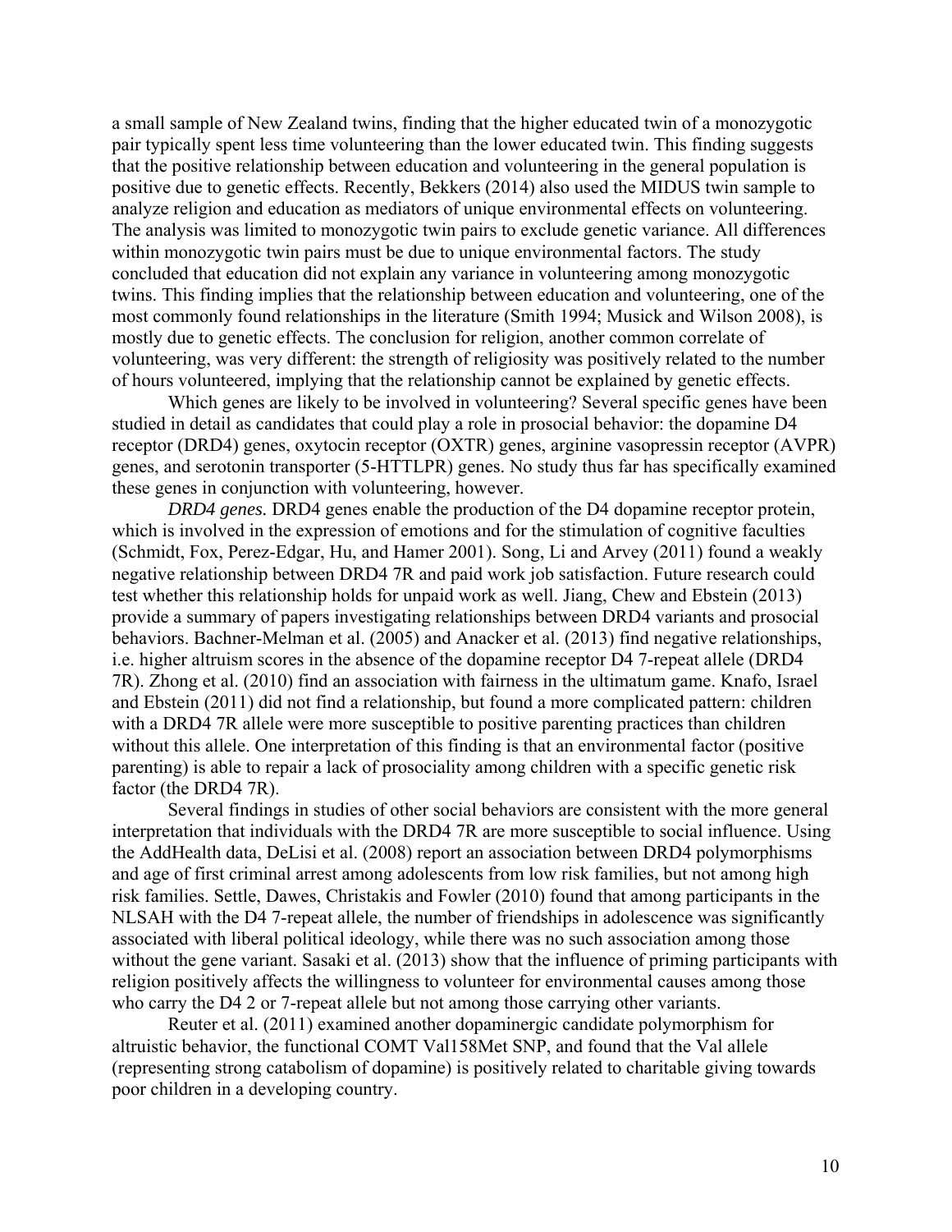a small sample of New Zealand twins, finding that the higher educated twin of a monozygotic pair typically spent less time volunteering than the lower educated twin. This finding suggests that the positive relationship between education and volunteering in the general population is positive due to genetic effects. Recently, Bekkers (2014) also used the MIDUS twin sample to analyze religion and education as mediators of unique environmental effects on volunteering. The analysis was limited to monozygotic twin pairs to exclude genetic variance. All differences within monozygotic twin pairs must be due to unique environmental factors. The study concluded that education did not explain any variance in volunteering among monozygotic twins. This finding implies that the relationship between education and volunteering, one of the most commonly found relationships in the literature (Smith 1994; Musick and Wilson 2008), is mostly due to genetic effects. The conclusion for religion, another common correlate of volunteering, was very different: the strength of religiosity was positively related to the number of hours volunteered, implying that the relationship cannot be explained by genetic effects.

Which genes are likely to be involved in volunteering? Several specific genes have been studied in detail as candidates that could play a role in prosocial behavior: the dopamine D4 receptor (DRD4) genes, oxytocin receptor (OXTR) genes, arginine vasopressin receptor (AVPR) genes, and serotonin transporter (5-HTTLPR) genes. No study thus far has specifically examined these genes in conjunction with volunteering, however.

*DRD4 genes.* DRD4 genes enable the production of the D4 dopamine receptor protein, which is involved in the expression of emotions and for the stimulation of cognitive faculties (Schmidt, Fox, Perez-Edgar, Hu, and Hamer 2001). Song, Li and Arvey (2011) found a weakly negative relationship between DRD4 7R and paid work job satisfaction. Future research could test whether this relationship holds for unpaid work as well. Jiang, Chew and Ebstein (2013) provide a summary of papers investigating relationships between DRD4 variants and prosocial behaviors. Bachner-Melman et al. (2005) and Anacker et al. (2013) find negative relationships, i.e. higher altruism scores in the absence of the dopamine receptor D4 7-repeat allele (DRD4 7R). Zhong et al. (2010) find an association with fairness in the ultimatum game. Knafo, Israel and Ebstein (2011) did not find a relationship, but found a more complicated pattern: children with a DRD4 7R allele were more susceptible to positive parenting practices than children without this allele. One interpretation of this finding is that an environmental factor (positive parenting) is able to repair a lack of prosociality among children with a specific genetic risk factor (the DRD4 7R).

Several findings in studies of other social behaviors are consistent with the more general interpretation that individuals with the DRD4 7R are more susceptible to social influence. Using the AddHealth data, DeLisi et al. (2008) report an association between DRD4 polymorphisms and age of first criminal arrest among adolescents from low risk families, but not among high risk families. Settle, Dawes, Christakis and Fowler (2010) found that among participants in the NLSAH with the D4 7-repeat allele, the number of friendships in adolescence was significantly associated with liberal political ideology, while there was no such association among those without the gene variant. Sasaki et al. (2013) show that the influence of priming participants with religion positively affects the willingness to volunteer for environmental causes among those who carry the D4 2 or 7-repeat allele but not among those carrying other variants.

Reuter et al. (2011) examined another dopaminergic candidate polymorphism for altruistic behavior, the functional COMT Val158Met SNP, and found that the Val allele (representing strong catabolism of dopamine) is positively related to charitable giving towards poor children in a developing country.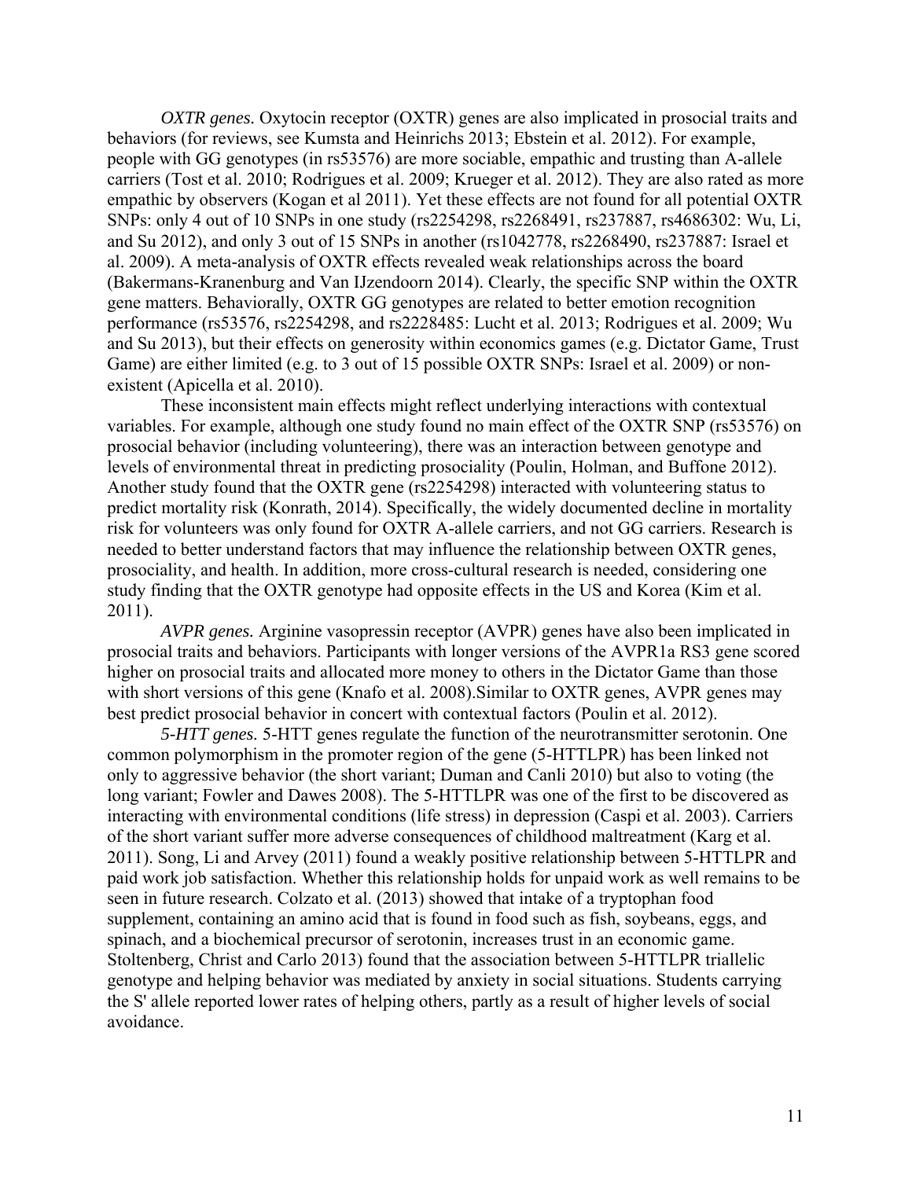*OXTR genes.* Oxytocin receptor (OXTR) genes are also implicated in prosocial traits and behaviors (for reviews, see Kumsta and Heinrichs 2013; Ebstein et al. 2012). For example, people with GG genotypes (in rs53576) are more sociable, empathic and trusting than A-allele carriers (Tost et al. 2010; Rodrigues et al. 2009; Krueger et al. 2012). They are also rated as more empathic by observers (Kogan et al 2011). Yet these effects are not found for all potential OXTR SNPs: only 4 out of 10 SNPs in one study (rs2254298, rs2268491, rs237887, rs4686302: Wu, Li, and Su 2012), and only 3 out of 15 SNPs in another (rs1042778, rs2268490, rs237887: Israel et al. 2009). A meta-analysis of OXTR effects revealed weak relationships across the board (Bakermans-Kranenburg and Van IJzendoorn 2014). Clearly, the specific SNP within the OXTR gene matters. Behaviorally, OXTR GG genotypes are related to better emotion recognition performance (rs53576, rs2254298, and rs2228485: Lucht et al. 2013; Rodrigues et al. 2009; Wu and Su 2013), but their effects on generosity within economics games (e.g. Dictator Game, Trust Game) are either limited (e.g. to 3 out of 15 possible OXTR SNPs: Israel et al. 2009) or non-existent (Apicella et al. 2010).

These inconsistent main effects might reflect underlying interactions with contextual variables. For example, although one study found no main effect of the OXTR SNP (rs53576) on prosocial behavior (including volunteering), there was an interaction between genotype and levels of environmental threat in predicting prosociality (Poulin, Holman, and Buffone 2012). Another study found that the OXTR gene (rs2254298) interacted with volunteering status to predict mortality risk (Konrath, 2014). Specifically, the widely documented decline in mortality risk for volunteers was only found for OXTR A-allele carriers, and not GG carriers. Research is needed to better understand factors that may influence the relationship between OXTR genes, prosociality, and health. In addition, more cross-cultural research is needed, considering one study finding that the OXTR genotype had opposite effects in the US and Korea (Kim et al. 2011).

*AVPR genes.* Arginine vasopressin receptor (AVPR) genes have also been implicated in prosocial traits and behaviors. Participants with longer versions of the AVPR1a RS3 gene scored higher on prosocial traits and allocated more money to others in the Dictator Game than those with short versions of this gene (Knafo et al. 2008).Similar to OXTR genes, AVPR genes may best predict prosocial behavior in concert with contextual factors (Poulin et al. 2012).

*5-HTT genes.* 5-HTT genes regulate the function of the neurotransmitter serotonin. One common polymorphism in the promoter region of the gene (5-HTTLPR) has been linked not only to aggressive behavior (the short variant; Duman and Canli 2010) but also to voting (the long variant; Fowler and Dawes 2008). The 5-HTTLPR was one of the first to be discovered as interacting with environmental conditions (life stress) in depression (Caspi et al. 2003). Carriers of the short variant suffer more adverse consequences of childhood maltreatment (Karg et al. 2011). Song, Li and Arvey (2011) found a weakly positive relationship between 5-HTTLPR and paid work job satisfaction. Whether this relationship holds for unpaid work as well remains to be seen in future research. Colzato et al. (2013) showed that intake of a tryptophan food supplement, containing an amino acid that is found in food such as fish, soybeans, eggs, and spinach, and a biochemical precursor of serotonin, increases trust in an economic game. Stoltenberg, Christ and Carlo 2013) found that the association between 5-HTTLPR triallelic genotype and helping behavior was mediated by anxiety in social situations. Students carrying the S' allele reported lower rates of helping others, partly as a result of higher levels of social avoidance.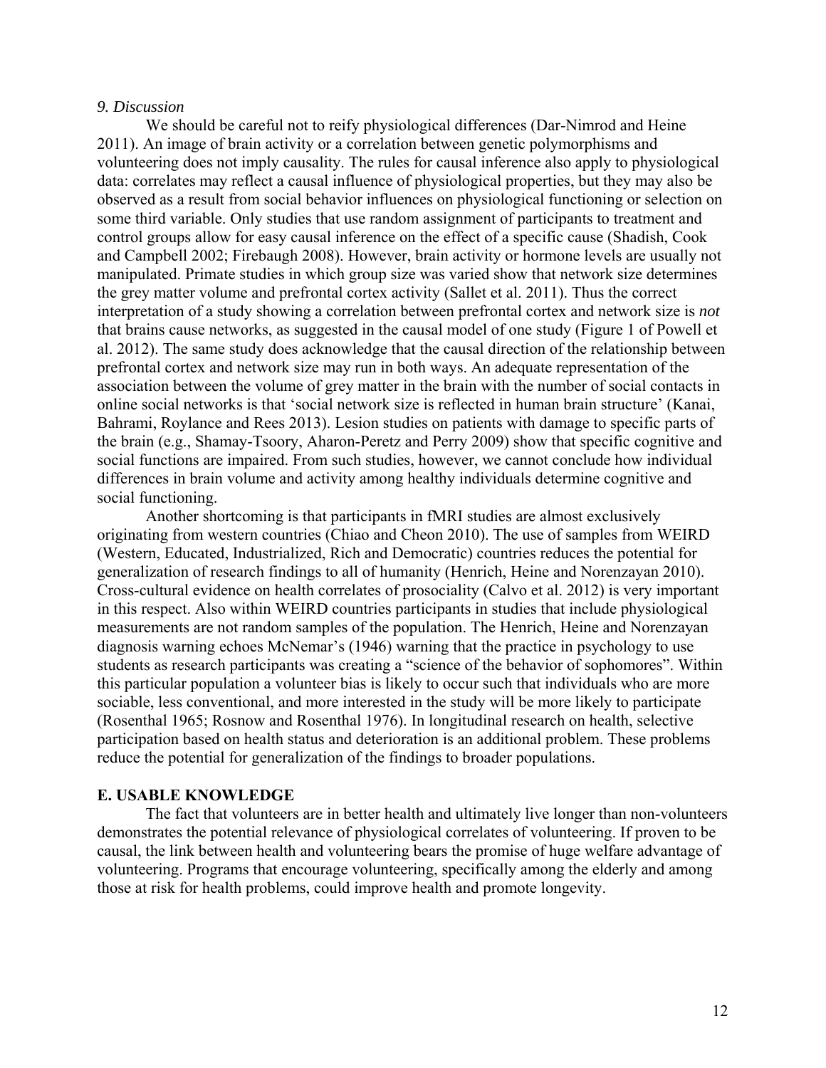*9. Discussion*

We should be careful not to reify physiological differences (Dar-Nimrod and Heine 2011). An image of brain activity or a correlation between genetic polymorphisms and volunteering does not imply causality. The rules for causal inference also apply to physiological data: correlates may reflect a causal influence of physiological properties, but they may also be observed as a result from social behavior influences on physiological functioning or selection on some third variable. Only studies that use random assignment of participants to treatment and control groups allow for easy causal inference on the effect of a specific cause (Shadish, Cook and Campbell 2002; Firebaugh 2008). However, brain activity or hormone levels are usually not manipulated. Primate studies in which group size was varied show that network size determines the grey matter volume and prefrontal cortex activity (Sallet et al. 2011). Thus the correct interpretation of a study showing a correlation between prefrontal cortex and network size is *not* that brains cause networks, as suggested in the causal model of one study (Figure 1 of Powell et al. 2012). The same study does acknowledge that the causal direction of the relationship between prefrontal cortex and network size may run in both ways. An adequate representation of the association between the volume of grey matter in the brain with the number of social contacts in online social networks is that 'social network size is reflected in human brain structure' (Kanai, Bahrami, Roylance and Rees 2013). Lesion studies on patients with damage to specific parts of the brain (e.g., Shamay-Tsoory, Aharon-Peretz and Perry 2009) show that specific cognitive and social functions are impaired. From such studies, however, we cannot conclude how individual differences in brain volume and activity among healthy individuals determine cognitive and social functioning.

Another shortcoming is that participants in fMRI studies are almost exclusively originating from western countries (Chiao and Cheon 2010). The use of samples from WEIRD (Western, Educated, Industrialized, Rich and Democratic) countries reduces the potential for generalization of research findings to all of humanity (Henrich, Heine and Norenzayan 2010). Cross-cultural evidence on health correlates of prosociality (Calvo et al. 2012) is very important in this respect. Also within WEIRD countries participants in studies that include physiological measurements are not random samples of the population. The Henrich, Heine and Norenzayan diagnosis warning echoes McNemar's (1946) warning that the practice in psychology to use students as research participants was creating a "science of the behavior of sophomores". Within this particular population a volunteer bias is likely to occur such that individuals who are more sociable, less conventional, and more interested in the study will be more likely to participate (Rosenthal 1965; Rosnow and Rosenthal 1976). In longitudinal research on health, selective participation based on health status and deterioration is an additional problem. These problems reduce the potential for generalization of the findings to broader populations.

## E. USABLE KNOWLEDGE

The fact that volunteers are in better health and ultimately live longer than non-volunteers demonstrates the potential relevance of physiological correlates of volunteering. If proven to be causal, the link between health and volunteering bears the promise of huge welfare advantage of volunteering. Programs that encourage volunteering, specifically among the elderly and among those at risk for health problems, could improve health and promote longevity.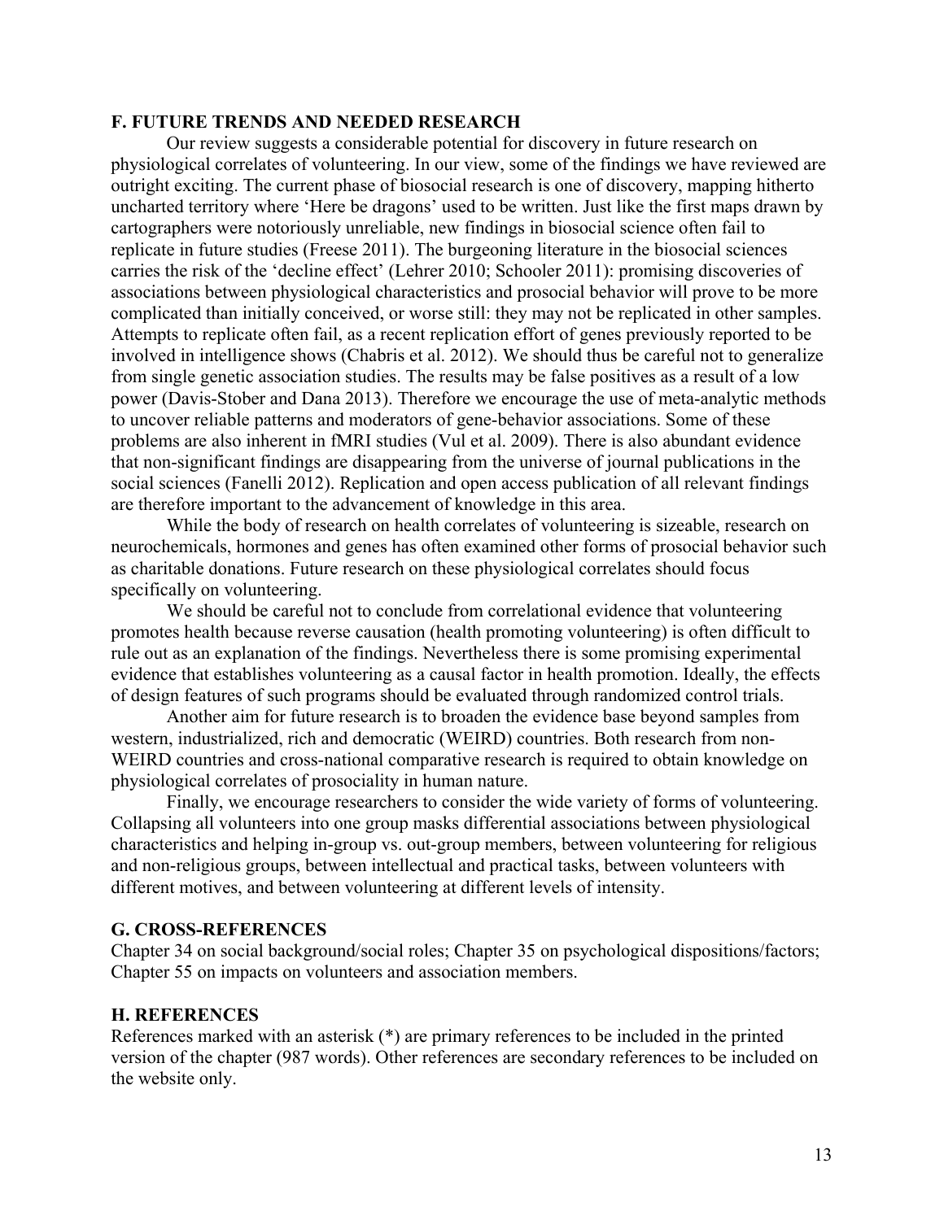## F. FUTURE TRENDS AND NEEDED RESEARCH

Our review suggests a considerable potential for discovery in future research on physiological correlates of volunteering. In our view, some of the findings we have reviewed are outright exciting. The current phase of biosocial research is one of discovery, mapping hitherto uncharted territory where 'Here be dragons' used to be written. Just like the first maps drawn by cartographers were notoriously unreliable, new findings in biosocial science often fail to replicate in future studies (Freese 2011). The burgeoning literature in the biosocial sciences carries the risk of the 'decline effect' (Lehrer 2010; Schooler 2011): promising discoveries of associations between physiological characteristics and prosocial behavior will prove to be more complicated than initially conceived, or worse still: they may not be replicated in other samples. Attempts to replicate often fail, as a recent replication effort of genes previously reported to be involved in intelligence shows (Chabris et al. 2012). We should thus be careful not to generalize from single genetic association studies. The results may be false positives as a result of a low power (Davis-Stober and Dana 2013). Therefore we encourage the use of meta-analytic methods to uncover reliable patterns and moderators of gene-behavior associations. Some of these problems are also inherent in fMRI studies (Vul et al. 2009). There is also abundant evidence that non-significant findings are disappearing from the universe of journal publications in the social sciences (Fanelli 2012). Replication and open access publication of all relevant findings are therefore important to the advancement of knowledge in this area.

While the body of research on health correlates of volunteering is sizeable, research on neurochemicals, hormones and genes has often examined other forms of prosocial behavior such as charitable donations. Future research on these physiological correlates should focus specifically on volunteering.

We should be careful not to conclude from correlational evidence that volunteering promotes health because reverse causation (health promoting volunteering) is often difficult to rule out as an explanation of the findings. Nevertheless there is some promising experimental evidence that establishes volunteering as a causal factor in health promotion. Ideally, the effects of design features of such programs should be evaluated through randomized control trials.

Another aim for future research is to broaden the evidence base beyond samples from western, industrialized, rich and democratic (WEIRD) countries. Both research from non-WEIRD countries and cross-national comparative research is required to obtain knowledge on physiological correlates of prosociality in human nature.

Finally, we encourage researchers to consider the wide variety of forms of volunteering. Collapsing all volunteers into one group masks differential associations between physiological characteristics and helping in-group vs. out-group members, between volunteering for religious and non-religious groups, between intellectual and practical tasks, between volunteers with different motives, and between volunteering at different levels of intensity.

## G. CROSS-REFERENCES

Chapter 34 on social background/social roles; Chapter 35 on psychological dispositions/factors; Chapter 55 on impacts on volunteers and association members.

## H. REFERENCES

References marked with an asterisk (*) are primary references to be included in the printed version of the chapter (987 words). Other references are secondary references to be included on the website only.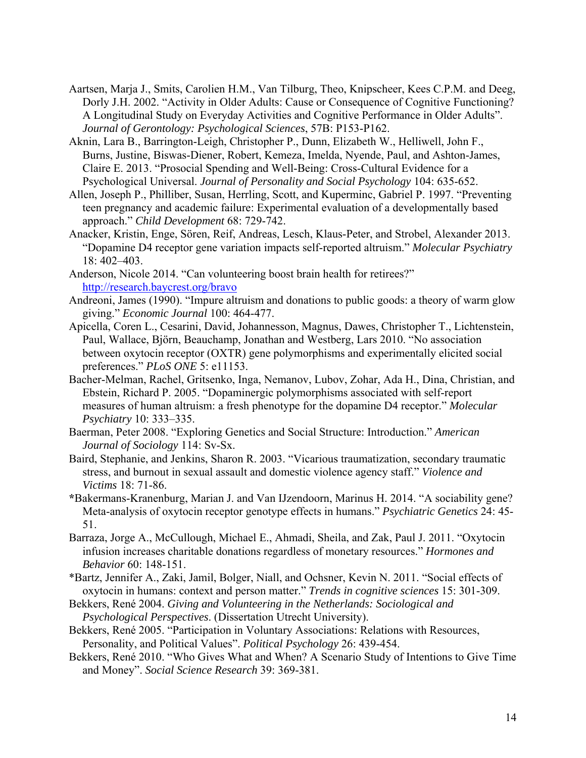Aartsen, Marja J., Smits, Carolien H.M., Van Tilburg, Theo, Knipscheer, Kees C.P.M. and Deeg, Dorly J.H. 2002. "Activity in Older Adults: Cause or Consequence of Cognitive Functioning? A Longitudinal Study on Everyday Activities and Cognitive Performance in Older Adults". *Journal of Gerontology: Psychological Sciences*, 57B: P153-P162.

Aknin, Lara B., Barrington-Leigh, Christopher P., Dunn, Elizabeth W., Helliwell, John F., Burns, Justine, Biswas-Diener, Robert, Kemeza, Imelda, Nyende, Paul, and Ashton-James, Claire E. 2013. "Prosocial Spending and Well-Being: Cross-Cultural Evidence for a Psychological Universal. *Journal of Personality and Social Psychology* 104: 635-652.

Allen, Joseph P., Philliber, Susan, Herrling, Scott, and Kuperminc, Gabriel P. 1997. "Preventing teen pregnancy and academic failure: Experimental evaluation of a developmentally based approach." *Child Development* 68: 729-742.

Anacker, Kristin, Enge, Sören, Reif, Andreas, Lesch, Klaus-Peter, and Strobel, Alexander 2013. "Dopamine D4 receptor gene variation impacts self-reported altruism." *Molecular Psychiatry* 18: 402–403.

Anderson, Nicole 2014. "Can volunteering boost brain health for retirees?" http://research.baycrest.org/bravo

Andreoni, James (1990). "Impure altruism and donations to public goods: a theory of warm glow giving." *Economic Journal* 100: 464-477.

Apicella, Coren L., Cesarini, David, Johannesson, Magnus, Dawes, Christopher T., Lichtenstein, Paul, Wallace, Björn, Beauchamp, Jonathan and Westberg, Lars 2010. "No association between oxytocin receptor (OXTR) gene polymorphisms and experimentally elicited social preferences." *PLoS ONE* 5: e11153.

Bacher-Melman, Rachel, Gritsenko, Inga, Nemanov, Lubov, Zohar, Ada H., Dina, Christian, and Ebstein, Richard P. 2005. "Dopaminergic polymorphisms associated with self-report measures of human altruism: a fresh phenotype for the dopamine D4 receptor." *Molecular Psychiatry* 10: 333–335.

Baerman, Peter 2008. "Exploring Genetics and Social Structure: Introduction." *American Journal of Sociology* 114: Sv-Sx.

Baird, Stephanie, and Jenkins, Sharon R. 2003. "Vicarious traumatization, secondary traumatic stress, and burnout in sexual assault and domestic violence agency staff." *Violence and Victims* 18: 71-86.

*Bakermans-Kranenburg, Marian J. and Van IJzendoorn, Marinus H. 2014. "A sociability gene? Meta-analysis of oxytocin receptor genotype effects in humans." *Psychiatric Genetics* 24: 45-51.

Barraza, Jorge A., McCullough, Michael E., Ahmadi, Sheila, and Zak, Paul J. 2011. "Oxytocin infusion increases charitable donations regardless of monetary resources." *Hormones and Behavior* 60: 148-151.

*Bartz, Jennifer A., Zaki, Jamil, Bolger, Niall, and Ochsner, Kevin N. 2011. "Social effects of oxytocin in humans: context and person matter." *Trends in cognitive sciences* 15: 301-309.

Bekkers, René 2004. *Giving and Volunteering in the Netherlands: Sociological and Psychological Perspectives*. (Dissertation Utrecht University).

Bekkers, René 2005. "Participation in Voluntary Associations: Relations with Resources, Personality, and Political Values". *Political Psychology* 26: 439-454.

Bekkers, René 2010. "Who Gives What and When? A Scenario Study of Intentions to Give Time and Money". *Social Science Research* 39: 369-381.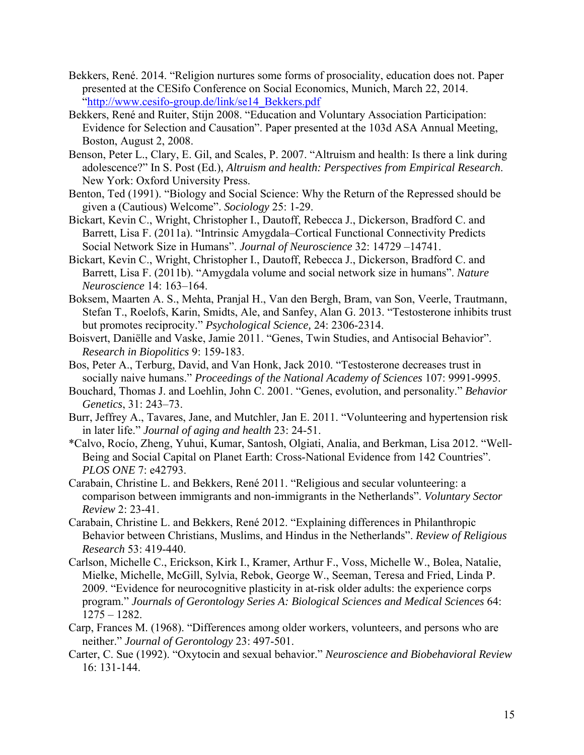Bekkers, René. 2014. "Religion nurtures some forms of prosociality, education does not. Paper presented at the CESifo Conference on Social Economics, Munich, March 22, 2014. "http://www.cesifo-group.de/link/se14_Bekkers.pdf

Bekkers, René and Ruiter, Stijn 2008. "Education and Voluntary Association Participation: Evidence for Selection and Causation". Paper presented at the 103d ASA Annual Meeting, Boston, August 2, 2008.

Benson, Peter L., Clary, E. Gil, and Scales, P. 2007. "Altruism and health: Is there a link during adolescence?" In S. Post (Ed.), *Altruism and health: Perspectives from Empirical Research*. New York: Oxford University Press.

Benton, Ted (1991). "Biology and Social Science: Why the Return of the Repressed should be given a (Cautious) Welcome". *Sociology* 25: 1-29.

Bickart, Kevin C., Wright, Christopher I., Dautoff, Rebecca J., Dickerson, Bradford C. and Barrett, Lisa F. (2011a). "Intrinsic Amygdala–Cortical Functional Connectivity Predicts Social Network Size in Humans". *Journal of Neuroscience* 32: 14729 –14741.

Bickart, Kevin C., Wright, Christopher I., Dautoff, Rebecca J., Dickerson, Bradford C. and Barrett, Lisa F. (2011b). "Amygdala volume and social network size in humans". *Nature Neuroscience* 14: 163–164.

Boksem, Maarten A. S., Mehta, Pranjal H., Van den Bergh, Bram, van Son, Veerle, Trautmann, Stefan T., Roelofs, Karin, Smidts, Ale, and Sanfey, Alan G. 2013. "Testosterone inhibits trust but promotes reciprocity." *Psychological Science*, 24: 2306-2314.

Boisvert, Daniëlle and Vaske, Jamie 2011. "Genes, Twin Studies, and Antisocial Behavior". *Research in Biopolitics* 9: 159-183.

Bos, Peter A., Terburg, David, and Van Honk, Jack 2010. "Testosterone decreases trust in socially naive humans." *Proceedings of the National Academy of Sciences* 107: 9991-9995.

Bouchard, Thomas J. and Loehlin, John C. 2001. "Genes, evolution, and personality." *Behavior Genetics*, 31: 243–73.

Burr, Jeffrey A., Tavares, Jane, and Mutchler, Jan E. 2011. "Volunteering and hypertension risk in later life." *Journal of aging and health* 23: 24-51.

*Calvo, Rocío, Zheng, Yuhui, Kumar, Santosh, Olgiati, Analia, and Berkman, Lisa 2012. "Well-Being and Social Capital on Planet Earth: Cross-National Evidence from 142 Countries". *PLOS ONE* 7: e42793.

Carabain, Christine L. and Bekkers, René 2011. "Religious and secular volunteering: a comparison between immigrants and non-immigrants in the Netherlands". *Voluntary Sector Review* 2: 23-41.

Carabain, Christine L. and Bekkers, René 2012. "Explaining differences in Philanthropic Behavior between Christians, Muslims, and Hindus in the Netherlands". *Review of Religious Research* 53: 419-440.

Carlson, Michelle C., Erickson, Kirk I., Kramer, Arthur F., Voss, Michelle W., Bolea, Natalie, Mielke, Michelle, McGill, Sylvia, Rebok, George W., Seeman, Teresa and Fried, Linda P. 2009. "Evidence for neurocognitive plasticity in at-risk older adults: the experience corps program." *Journals of Gerontology Series A: Biological Sciences and Medical Sciences* 64: 1275 – 1282.

Carp, Frances M. (1968). "Differences among older workers, volunteers, and persons who are neither." *Journal of Gerontology* 23: 497-501.

Carter, C. Sue (1992). "Oxytocin and sexual behavior." *Neuroscience and Biobehavioral Review* 16: 131-144.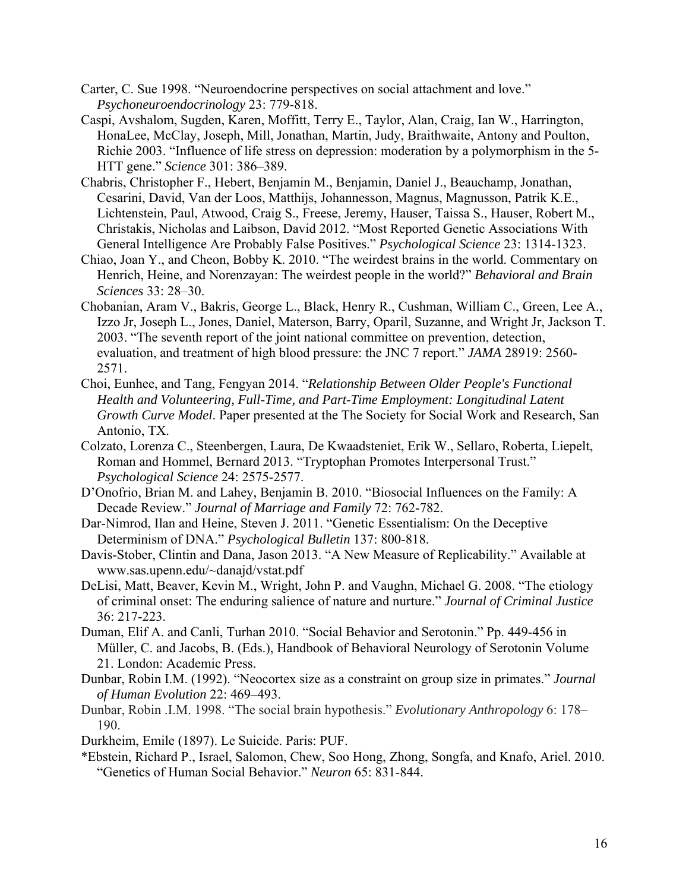Carter, C. Sue 1998. "Neuroendocrine perspectives on social attachment and love." *Psychoneuroendocrinology* 23: 779-818.

Caspi, Avshalom, Sugden, Karen, Moffitt, Terry E., Taylor, Alan, Craig, Ian W., Harrington, HonaLee, McClay, Joseph, Mill, Jonathan, Martin, Judy, Braithwaite, Antony and Poulton, Richie 2003. "Influence of life stress on depression: moderation by a polymorphism in the 5-HTT gene." *Science* 301: 386–389.

Chabris, Christopher F., Hebert, Benjamin M., Benjamin, Daniel J., Beauchamp, Jonathan, Cesarini, David, Van der Loos, Matthijs, Johannesson, Magnus, Magnusson, Patrik K.E., Lichtenstein, Paul, Atwood, Craig S., Freese, Jeremy, Hauser, Taissa S., Hauser, Robert M., Christakis, Nicholas and Laibson, David 2012. "Most Reported Genetic Associations With General Intelligence Are Probably False Positives." *Psychological Science* 23: 1314-1323.

Chiao, Joan Y., and Cheon, Bobby K. 2010. "The weirdest brains in the world. Commentary on Henrich, Heine, and Norenzayan: The weirdest people in the world?" *Behavioral and Brain Sciences* 33: 28–30.

Chobanian, Aram V., Bakris, George L., Black, Henry R., Cushman, William C., Green, Lee A., Izzo Jr, Joseph L., Jones, Daniel, Materson, Barry, Oparil, Suzanne, and Wright Jr, Jackson T. 2003. "The seventh report of the joint national committee on prevention, detection, evaluation, and treatment of high blood pressure: the JNC 7 report." *JAMA* 28919: 2560-2571.

Choi, Eunhee, and Tang, Fengyan 2014. "*Relationship Between Older People's Functional Health and Volunteering, Full-Time, and Part-Time Employment: Longitudinal Latent Growth Curve Model*. Paper presented at the The Society for Social Work and Research, San Antonio, TX.

Colzato, Lorenza C., Steenbergen, Laura, De Kwaadsteniet, Erik W., Sellaro, Roberta, Liepelt, Roman and Hommel, Bernard 2013. "Tryptophan Promotes Interpersonal Trust." *Psychological Science* 24: 2575-2577.

D'Onofrio, Brian M. and Lahey, Benjamin B. 2010. "Biosocial Influences on the Family: A Decade Review." *Journal of Marriage and Family* 72: 762-782.

Dar-Nimrod, Ilan and Heine, Steven J. 2011. "Genetic Essentialism: On the Deceptive Determinism of DNA." *Psychological Bulletin* 137: 800-818.

Davis-Stober, Clintin and Dana, Jason 2013. "A New Measure of Replicability." Available at www.sas.upenn.edu/~danajd/vstat.pdf

DeLisi, Matt, Beaver, Kevin M., Wright, John P. and Vaughn, Michael G. 2008. "The etiology of criminal onset: The enduring salience of nature and nurture." *Journal of Criminal Justice* 36: 217-223.

Duman, Elif A. and Canli, Turhan 2010. "Social Behavior and Serotonin." Pp. 449-456 in Müller, C. and Jacobs, B. (Eds.), Handbook of Behavioral Neurology of Serotonin Volume 21. London: Academic Press.

Dunbar, Robin I.M. (1992). "Neocortex size as a constraint on group size in primates." *Journal of Human Evolution* 22: 469–493.

Dunbar, Robin .I.M. 1998. "The social brain hypothesis." *Evolutionary Anthropology* 6: 178–190.

Durkheim, Emile (1897). Le Suicide. Paris: PUF.

*Ebstein, Richard P., Israel, Salomon, Chew, Soo Hong, Zhong, Songfa, and Knafo, Ariel. 2010. "Genetics of Human Social Behavior." *Neuron* 65: 831-844.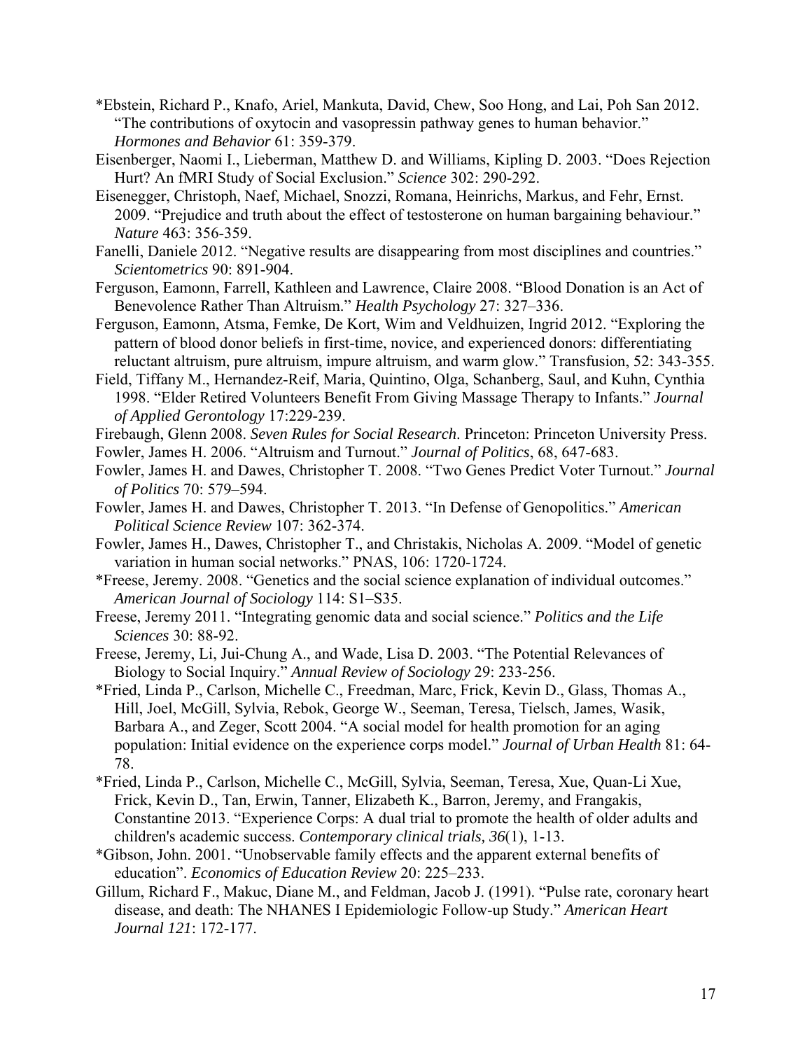*Ebstein, Richard P., Knafo, Ariel, Mankuta, David, Chew, Soo Hong, and Lai, Poh San 2012. "The contributions of oxytocin and vasopressin pathway genes to human behavior." *Hormones and Behavior* 61: 359-379.

Eisenberger, Naomi I., Lieberman, Matthew D. and Williams, Kipling D. 2003. "Does Rejection Hurt? An fMRI Study of Social Exclusion." *Science* 302: 290-292.

Eisenegger, Christoph, Naef, Michael, Snozzi, Romana, Heinrichs, Markus, and Fehr, Ernst. 2009. "Prejudice and truth about the effect of testosterone on human bargaining behaviour." *Nature* 463: 356-359.

Fanelli, Daniele 2012. "Negative results are disappearing from most disciplines and countries." *Scientometrics* 90: 891-904.

Ferguson, Eamonn, Farrell, Kathleen and Lawrence, Claire 2008. "Blood Donation is an Act of Benevolence Rather Than Altruism." *Health Psychology* 27: 327–336.

Ferguson, Eamonn, Atsma, Femke, De Kort, Wim and Veldhuizen, Ingrid 2012. "Exploring the pattern of blood donor beliefs in first-time, novice, and experienced donors: differentiating reluctant altruism, pure altruism, impure altruism, and warm glow." Transfusion, 52: 343-355.

Field, Tiffany M., Hernandez-Reif, Maria, Quintino, Olga, Schanberg, Saul, and Kuhn, Cynthia 1998. "Elder Retired Volunteers Benefit From Giving Massage Therapy to Infants." *Journal of Applied Gerontology* 17:229-239.

Firebaugh, Glenn 2008. *Seven Rules for Social Research*. Princeton: Princeton University Press.

Fowler, James H. 2006. "Altruism and Turnout." *Journal of Politics*, 68, 647-683.

Fowler, James H. and Dawes, Christopher T. 2008. "Two Genes Predict Voter Turnout." *Journal of Politics* 70: 579–594.

Fowler, James H. and Dawes, Christopher T. 2013. "In Defense of Genopolitics." *American Political Science Review* 107: 362-374.

Fowler, James H., Dawes, Christopher T., and Christakis, Nicholas A. 2009. "Model of genetic variation in human social networks." PNAS, 106: 1720-1724.

*Freese, Jeremy. 2008. "Genetics and the social science explanation of individual outcomes." *American Journal of Sociology* 114: S1–S35.

Freese, Jeremy 2011. "Integrating genomic data and social science." *Politics and the Life Sciences* 30: 88-92.

Freese, Jeremy, Li, Jui-Chung A., and Wade, Lisa D. 2003. "The Potential Relevances of Biology to Social Inquiry." *Annual Review of Sociology* 29: 233-256.

*Fried, Linda P., Carlson, Michelle C., Freedman, Marc, Frick, Kevin D., Glass, Thomas A., Hill, Joel, McGill, Sylvia, Rebok, George W., Seeman, Teresa, Tielsch, James, Wasik, Barbara A., and Zeger, Scott 2004. "A social model for health promotion for an aging population: Initial evidence on the experience corps model." *Journal of Urban Health* 81: 64-78.

*Fried, Linda P., Carlson, Michelle C., McGill, Sylvia, Seeman, Teresa, Xue, Quan-Li Xue, Frick, Kevin D., Tan, Erwin, Tanner, Elizabeth K., Barron, Jeremy, and Frangakis, Constantine 2013. "Experience Corps: A dual trial to promote the health of older adults and children's academic success. *Contemporary clinical trials, 36*(1), 1-13.

*Gibson, John. 2001. "Unobservable family effects and the apparent external benefits of education". *Economics of Education Review* 20: 225–233.

Gillum, Richard F., Makuc, Diane M., and Feldman, Jacob J. (1991). "Pulse rate, coronary heart disease, and death: The NHANES I Epidemiologic Follow-up Study." *American Heart Journal 121*: 172-177.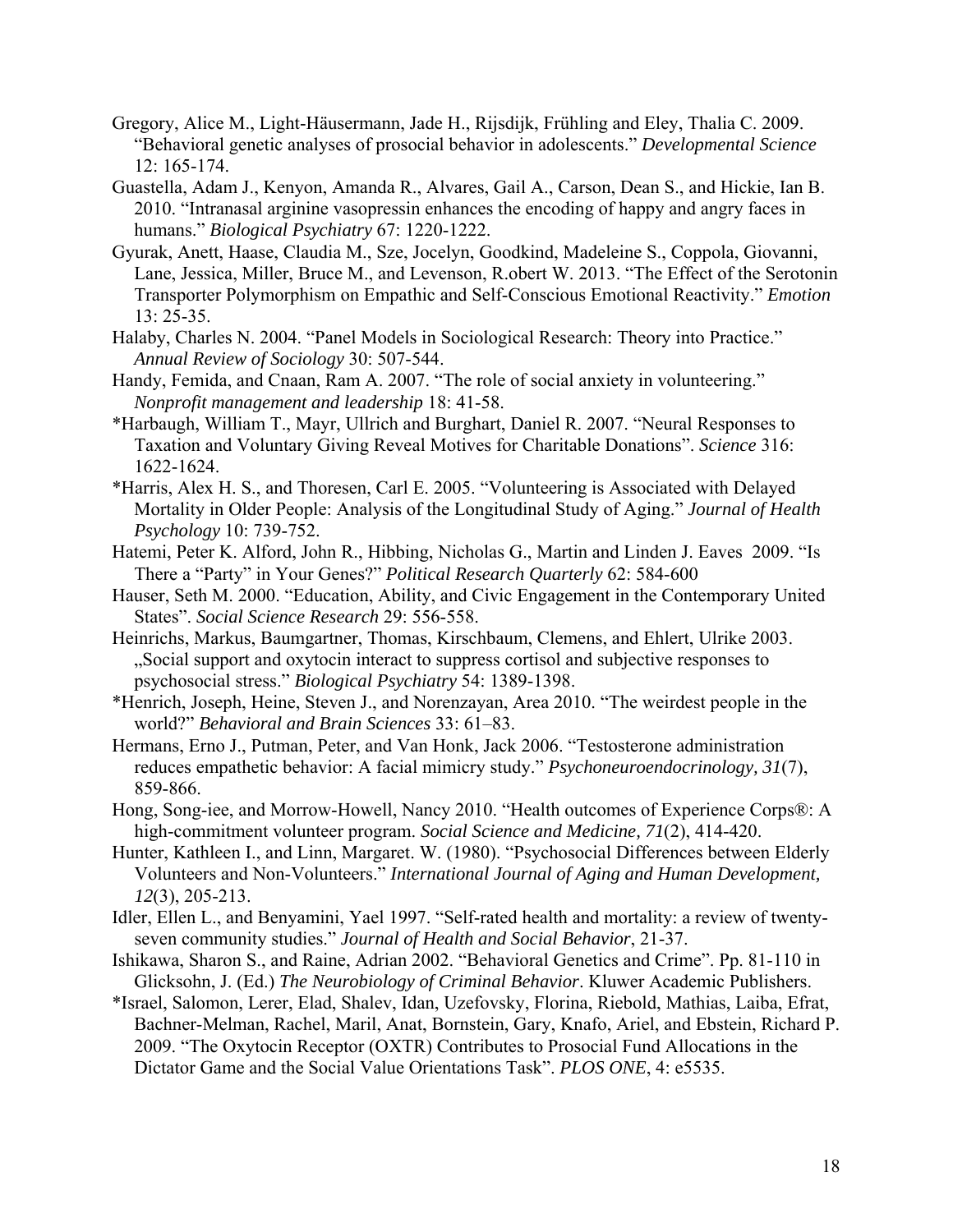Gregory, Alice M., Light-Häusermann, Jade H., Rijsdijk, Frühling and Eley, Thalia C. 2009. "Behavioral genetic analyses of prosocial behavior in adolescents." *Developmental Science* 12: 165-174.

Guastella, Adam J., Kenyon, Amanda R., Alvares, Gail A., Carson, Dean S., and Hickie, Ian B. 2010. "Intranasal arginine vasopressin enhances the encoding of happy and angry faces in humans." *Biological Psychiatry* 67: 1220-1222.

Gyurak, Anett, Haase, Claudia M., Sze, Jocelyn, Goodkind, Madeleine S., Coppola, Giovanni, Lane, Jessica, Miller, Bruce M., and Levenson, R.obert W. 2013. "The Effect of the Serotonin Transporter Polymorphism on Empathic and Self-Conscious Emotional Reactivity." *Emotion* 13: 25-35.

Halaby, Charles N. 2004. "Panel Models in Sociological Research: Theory into Practice." *Annual Review of Sociology* 30: 507-544.

Handy, Femida, and Cnaan, Ram A. 2007. "The role of social anxiety in volunteering." *Nonprofit management and leadership* 18: 41-58.

*Harbaugh, William T., Mayr, Ullrich and Burghart, Daniel R. 2007. "Neural Responses to Taxation and Voluntary Giving Reveal Motives for Charitable Donations". *Science* 316: 1622-1624.

*Harris, Alex H. S., and Thoresen, Carl E. 2005. "Volunteering is Associated with Delayed Mortality in Older People: Analysis of the Longitudinal Study of Aging." *Journal of Health Psychology* 10: 739-752.

Hatemi, Peter K. Alford, John R., Hibbing, Nicholas G., Martin and Linden J. Eaves 2009. "Is There a "Party" in Your Genes?" *Political Research Quarterly* 62: 584-600

Hauser, Seth M. 2000. "Education, Ability, and Civic Engagement in the Contemporary United States". *Social Science Research* 29: 556-558.

Heinrichs, Markus, Baumgartner, Thomas, Kirschbaum, Clemens, and Ehlert, Ulrike 2003. „Social support and oxytocin interact to suppress cortisol and subjective responses to psychosocial stress." *Biological Psychiatry* 54: 1389-1398.

*Henrich, Joseph, Heine, Steven J., and Norenzayan, Area 2010. "The weirdest people in the world?" *Behavioral and Brain Sciences* 33: 61–83.

Hermans, Erno J., Putman, Peter, and Van Honk, Jack 2006. "Testosterone administration reduces empathetic behavior: A facial mimicry study." *Psychoneuroendocrinology, 31*(7), 859-866.

Hong, Song-iee, and Morrow-Howell, Nancy 2010. "Health outcomes of Experience Corps®: A high-commitment volunteer program. *Social Science and Medicine, 71*(2), 414-420.

Hunter, Kathleen I., and Linn, Margaret. W. (1980). "Psychosocial Differences between Elderly Volunteers and Non-Volunteers." *International Journal of Aging and Human Development, 12*(3), 205-213.

Idler, Ellen L., and Benyamini, Yael 1997. "Self-rated health and mortality: a review of twenty-seven community studies." *Journal of Health and Social Behavior*, 21-37.

Ishikawa, Sharon S., and Raine, Adrian 2002. "Behavioral Genetics and Crime". Pp. 81-110 in Glicksohn, J. (Ed.) *The Neurobiology of Criminal Behavior*. Kluwer Academic Publishers.

*Israel, Salomon, Lerer, Elad, Shalev, Idan, Uzefovsky, Florina, Riebold, Mathias, Laiba, Efrat, Bachner-Melman, Rachel, Maril, Anat, Bornstein, Gary, Knafo, Ariel, and Ebstein, Richard P. 2009. "The Oxytocin Receptor (OXTR) Contributes to Prosocial Fund Allocations in the Dictator Game and the Social Value Orientations Task". *PLOS ONE*, 4: e5535.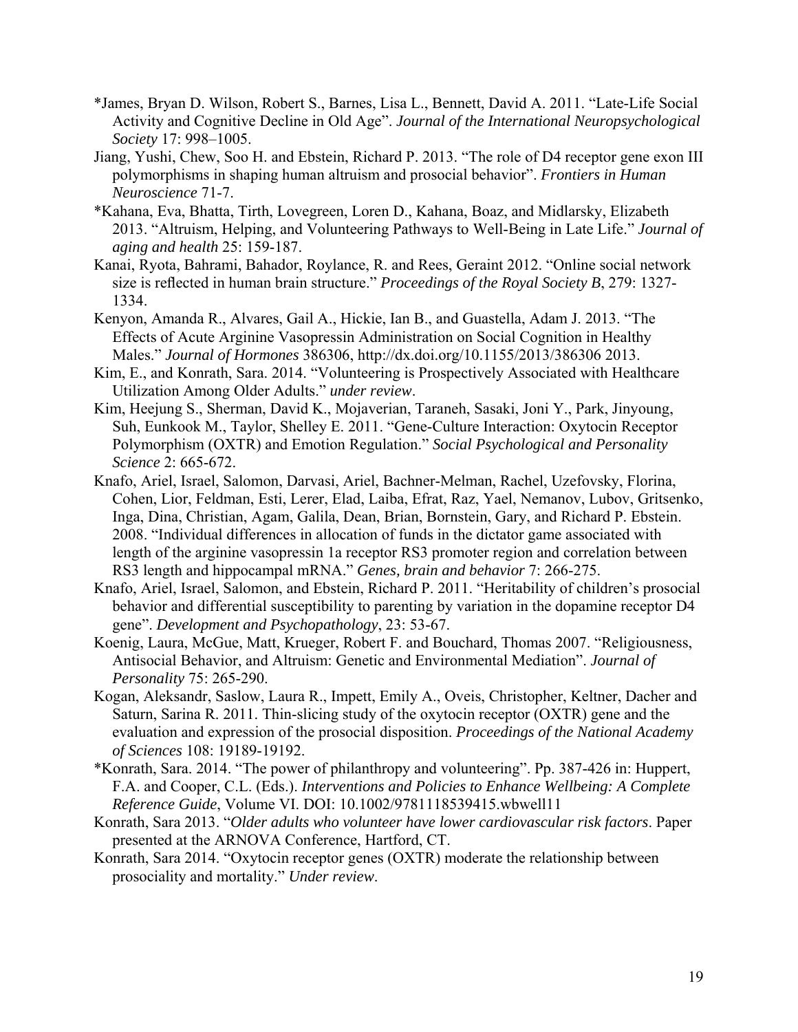*James, Bryan D. Wilson, Robert S., Barnes, Lisa L., Bennett, David A. 2011. "Late-Life Social Activity and Cognitive Decline in Old Age". *Journal of the International Neuropsychological Society* 17: 998–1005.

Jiang, Yushi, Chew, Soo H. and Ebstein, Richard P. 2013. "The role of D4 receptor gene exon III polymorphisms in shaping human altruism and prosocial behavior". *Frontiers in Human Neuroscience* 71-7.

*Kahana, Eva, Bhatta, Tirth, Lovegreen, Loren D., Kahana, Boaz, and Midlarsky, Elizabeth 2013. "Altruism, Helping, and Volunteering Pathways to Well-Being in Late Life." *Journal of aging and health* 25: 159-187.

Kanai, Ryota, Bahrami, Bahador, Roylance, R. and Rees, Geraint 2012. "Online social network size is reflected in human brain structure." *Proceedings of the Royal Society B*, 279: 1327-1334.

Kenyon, Amanda R., Alvares, Gail A., Hickie, Ian B., and Guastella, Adam J. 2013. "The Effects of Acute Arginine Vasopressin Administration on Social Cognition in Healthy Males." *Journal of Hormones* 386306, http://dx.doi.org/10.1155/2013/386306 2013.

Kim, E., and Konrath, Sara. 2014. "Volunteering is Prospectively Associated with Healthcare Utilization Among Older Adults." *under review*.

Kim, Heejung S., Sherman, David K., Mojaverian, Taraneh, Sasaki, Joni Y., Park, Jinyoung, Suh, Eunkook M., Taylor, Shelley E. 2011. "Gene-Culture Interaction: Oxytocin Receptor Polymorphism (OXTR) and Emotion Regulation." *Social Psychological and Personality Science* 2: 665-672.

Knafo, Ariel, Israel, Salomon, Darvasi, Ariel, Bachner-Melman, Rachel, Uzefovsky, Florina, Cohen, Lior, Feldman, Esti, Lerer, Elad, Laiba, Efrat, Raz, Yael, Nemanov, Lubov, Gritsenko, Inga, Dina, Christian, Agam, Galila, Dean, Brian, Bornstein, Gary, and Richard P. Ebstein. 2008. "Individual differences in allocation of funds in the dictator game associated with length of the arginine vasopressin 1a receptor RS3 promoter region and correlation between RS3 length and hippocampal mRNA." *Genes, brain and behavior* 7: 266-275.

Knafo, Ariel, Israel, Salomon, and Ebstein, Richard P. 2011. "Heritability of children's prosocial behavior and differential susceptibility to parenting by variation in the dopamine receptor D4 gene". *Development and Psychopathology*, 23: 53-67.

Koenig, Laura, McGue, Matt, Krueger, Robert F. and Bouchard, Thomas 2007. "Religiousness, Antisocial Behavior, and Altruism: Genetic and Environmental Mediation". *Journal of Personality* 75: 265-290.

Kogan, Aleksandr, Saslow, Laura R., Impett, Emily A., Oveis, Christopher, Keltner, Dacher and Saturn, Sarina R. 2011. Thin-slicing study of the oxytocin receptor (OXTR) gene and the evaluation and expression of the prosocial disposition. *Proceedings of the National Academy of Sciences* 108: 19189-19192.

*Konrath, Sara. 2014. "The power of philanthropy and volunteering". Pp. 387-426 in: Huppert, F.A. and Cooper, C.L. (Eds.). *Interventions and Policies to Enhance Wellbeing: A Complete Reference Guide*, Volume VI. DOI: 10.1002/9781118539415.wbwell11

Konrath, Sara 2013. "*Older adults who volunteer have lower cardiovascular risk factors*. Paper presented at the ARNOVA Conference, Hartford, CT.

Konrath, Sara 2014. "Oxytocin receptor genes (OXTR) moderate the relationship between prosociality and mortality." *Under review*.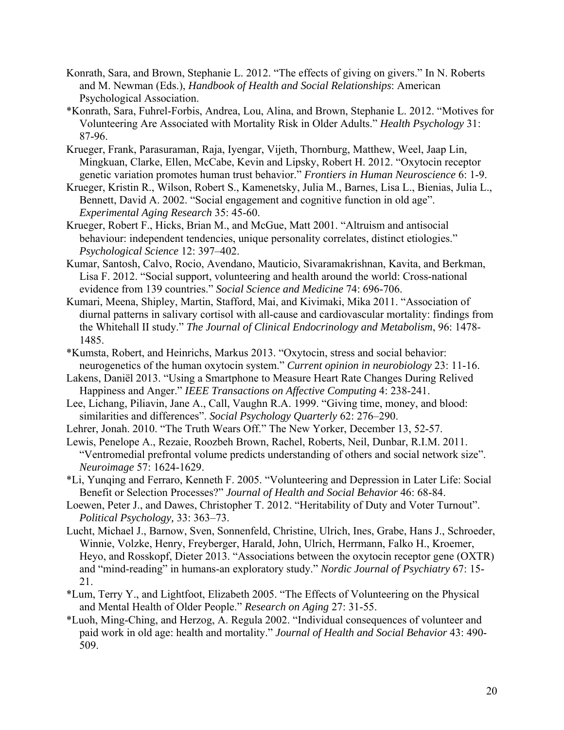Konrath, Sara, and Brown, Stephanie L. 2012. "The effects of giving on givers." In N. Roberts and M. Newman (Eds.), *Handbook of Health and Social Relationships*: American Psychological Association.

*Konrath, Sara, Fuhrel-Forbis, Andrea, Lou, Alina, and Brown, Stephanie L. 2012. "Motives for Volunteering Are Associated with Mortality Risk in Older Adults." *Health Psychology* 31: 87-96.

Krueger, Frank, Parasuraman, Raja, Iyengar, Vijeth, Thornburg, Matthew, Weel, Jaap Lin, Mingkuan, Clarke, Ellen, McCabe, Kevin and Lipsky, Robert H. 2012. "Oxytocin receptor genetic variation promotes human trust behavior." *Frontiers in Human Neuroscience* 6: 1-9.

Krueger, Kristin R., Wilson, Robert S., Kamenetsky, Julia M., Barnes, Lisa L., Bienias, Julia L., Bennett, David A. 2002. "Social engagement and cognitive function in old age". *Experimental Aging Research* 35: 45-60.

Krueger, Robert F., Hicks, Brian M., and McGue, Matt 2001. "Altruism and antisocial behaviour: independent tendencies, unique personality correlates, distinct etiologies." *Psychological Science* 12: 397–402.

Kumar, Santosh, Calvo, Rocio, Avendano, Mauticio, Sivaramakrishnan, Kavita, and Berkman, Lisa F. 2012. "Social support, volunteering and health around the world: Cross-national evidence from 139 countries." *Social Science and Medicine* 74: 696-706.

Kumari, Meena, Shipley, Martin, Stafford, Mai, and Kivimaki, Mika 2011. "Association of diurnal patterns in salivary cortisol with all-cause and cardiovascular mortality: findings from the Whitehall II study." *The Journal of Clinical Endocrinology and Metabolism*, 96: 1478-1485.

*Kumsta, Robert, and Heinrichs, Markus 2013. "Oxytocin, stress and social behavior: neurogenetics of the human oxytocin system." *Current opinion in neurobiology* 23: 11-16.

Lakens, Daniël 2013. "Using a Smartphone to Measure Heart Rate Changes During Relived Happiness and Anger." *IEEE Transactions on Affective Computing* 4: 238-241.

Lee, Lichang, Piliavin, Jane A., Call, Vaughn R.A. 1999. "Giving time, money, and blood: similarities and differences". *Social Psychology Quarterly* 62: 276–290.

Lehrer, Jonah. 2010. "The Truth Wears Off." The New Yorker, December 13, 52-57.

Lewis, Penelope A., Rezaie, Roozbeh Brown, Rachel, Roberts, Neil, Dunbar, R.I.M. 2011. "Ventromedial prefrontal volume predicts understanding of others and social network size". *Neuroimage* 57: 1624-1629.

*Li, Yunqing and Ferraro, Kenneth F. 2005. "Volunteering and Depression in Later Life: Social Benefit or Selection Processes?" *Journal of Health and Social Behavior* 46: 68-84.

Loewen, Peter J., and Dawes, Christopher T. 2012. "Heritability of Duty and Voter Turnout". *Political Psychology,* 33: 363–73.

Lucht, Michael J., Barnow, Sven, Sonnenfeld, Christine, Ulrich, Ines, Grabe, Hans J., Schroeder, Winnie, Volzke, Henry, Freyberger, Harald, John, Ulrich, Herrmann, Falko H., Kroemer, Heyo, and Rosskopf, Dieter 2013. "Associations between the oxytocin receptor gene (OXTR) and "mind-reading" in humans-an exploratory study." *Nordic Journal of Psychiatry* 67: 15-21.

*Lum, Terry Y., and Lightfoot, Elizabeth 2005. "The Effects of Volunteering on the Physical and Mental Health of Older People." *Research on Aging* 27: 31-55.

*Luoh, Ming-Ching, and Herzog, A. Regula 2002. "Individual consequences of volunteer and paid work in old age: health and mortality." *Journal of Health and Social Behavior* 43: 490-509.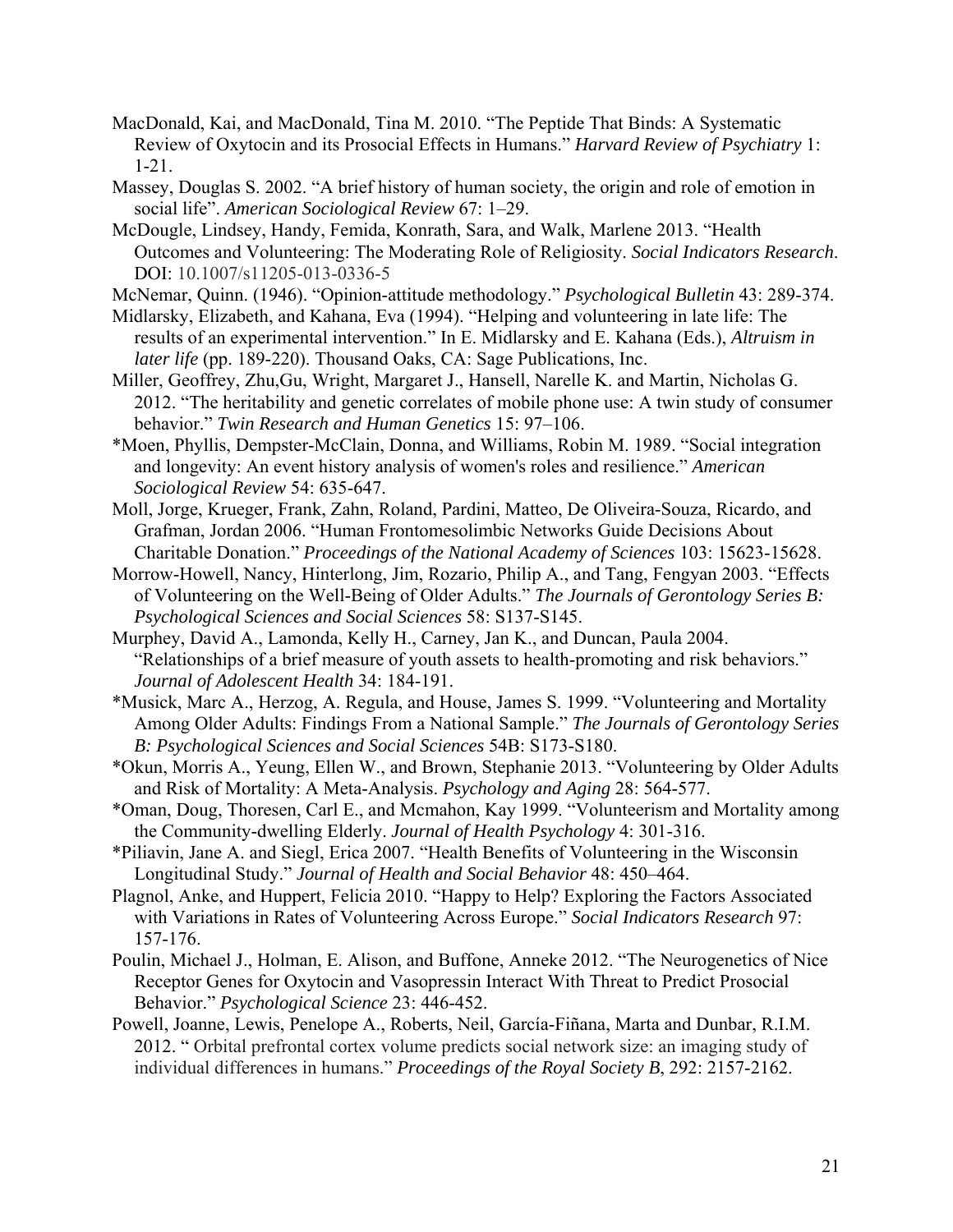MacDonald, Kai, and MacDonald, Tina M. 2010. "The Peptide That Binds: A Systematic Review of Oxytocin and its Prosocial Effects in Humans." *Harvard Review of Psychiatry* 1: 1-21.

Massey, Douglas S. 2002. "A brief history of human society, the origin and role of emotion in social life". *American Sociological Review* 67: 1–29.

McDougle, Lindsey, Handy, Femida, Konrath, Sara, and Walk, Marlene 2013. "Health Outcomes and Volunteering: The Moderating Role of Religiosity. *Social Indicators Research*. DOI: 10.1007/s11205-013-0336-5

McNemar, Quinn. (1946). "Opinion-attitude methodology." *Psychological Bulletin* 43: 289-374.

Midlarsky, Elizabeth, and Kahana, Eva (1994). "Helping and volunteering in late life: The results of an experimental intervention." In E. Midlarsky and E. Kahana (Eds.), *Altruism in later life* (pp. 189-220). Thousand Oaks, CA: Sage Publications, Inc.

Miller, Geoffrey, Zhu,Gu, Wright, Margaret J., Hansell, Narelle K. and Martin, Nicholas G. 2012. "The heritability and genetic correlates of mobile phone use: A twin study of consumer behavior." *Twin Research and Human Genetics* 15: 97–106.

*Moen, Phyllis, Dempster-McClain, Donna, and Williams, Robin M. 1989. "Social integration and longevity: An event history analysis of women's roles and resilience." *American Sociological Review* 54: 635-647.

Moll, Jorge, Krueger, Frank, Zahn, Roland, Pardini, Matteo, De Oliveira-Souza, Ricardo, and Grafman, Jordan 2006. "Human Frontomesolimbic Networks Guide Decisions About Charitable Donation." *Proceedings of the National Academy of Sciences* 103: 15623-15628.

Morrow-Howell, Nancy, Hinterlong, Jim, Rozario, Philip A., and Tang, Fengyan 2003. "Effects of Volunteering on the Well-Being of Older Adults." *The Journals of Gerontology Series B: Psychological Sciences and Social Sciences* 58: S137-S145.

Murphey, David A., Lamonda, Kelly H., Carney, Jan K., and Duncan, Paula 2004. "Relationships of a brief measure of youth assets to health-promoting and risk behaviors." *Journal of Adolescent Health* 34: 184-191.

*Musick, Marc A., Herzog, A. Regula, and House, James S. 1999. "Volunteering and Mortality Among Older Adults: Findings From a National Sample." *The Journals of Gerontology Series B: Psychological Sciences and Social Sciences* 54B: S173-S180.

*Okun, Morris A., Yeung, Ellen W., and Brown, Stephanie 2013. "Volunteering by Older Adults and Risk of Mortality: A Meta-Analysis. *Psychology and Aging* 28: 564-577.

*Oman, Doug, Thoresen, Carl E., and Mcmahon, Kay 1999. "Volunteerism and Mortality among the Community-dwelling Elderly. *Journal of Health Psychology* 4: 301-316.

*Piliavin, Jane A. and Siegl, Erica 2007. "Health Benefits of Volunteering in the Wisconsin Longitudinal Study." *Journal of Health and Social Behavior* 48: 450–464.

Plagnol, Anke, and Huppert, Felicia 2010. "Happy to Help? Exploring the Factors Associated with Variations in Rates of Volunteering Across Europe." *Social Indicators Research* 97: 157-176.

Poulin, Michael J., Holman, E. Alison, and Buffone, Anneke 2012. "The Neurogenetics of Nice Receptor Genes for Oxytocin and Vasopressin Interact With Threat to Predict Prosocial Behavior." *Psychological Science* 23: 446-452.

Powell, Joanne, Lewis, Penelope A., Roberts, Neil, García-Fiñana, Marta and Dunbar, R.I.M. 2012. " Orbital prefrontal cortex volume predicts social network size: an imaging study of individual differences in humans." *Proceedings of the Royal Society B*, 292: 2157-2162.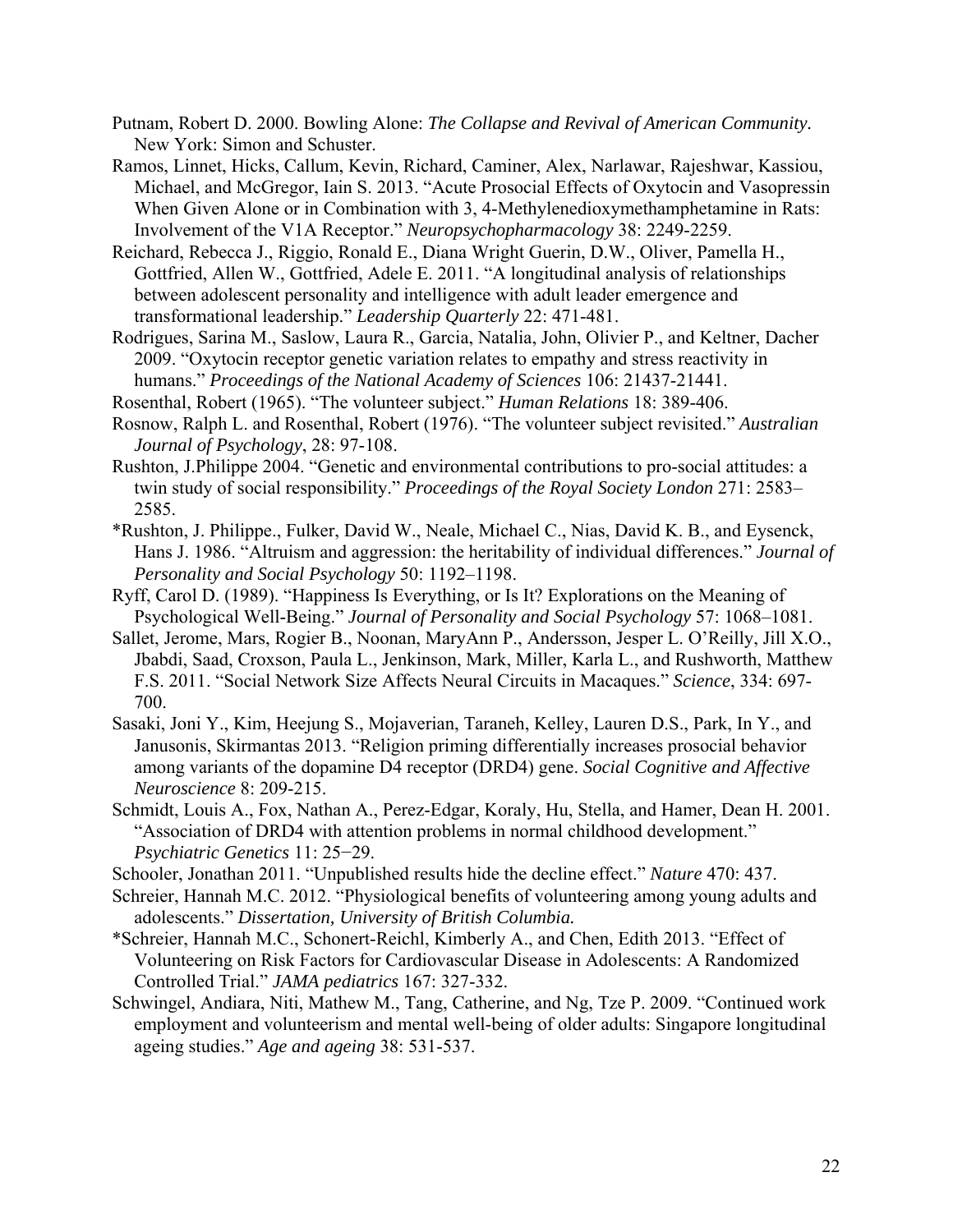Putnam, Robert D. 2000. Bowling Alone: *The Collapse and Revival of American Community.* New York: Simon and Schuster.

Ramos, Linnet, Hicks, Callum, Kevin, Richard, Caminer, Alex, Narlawar, Rajeshwar, Kassiou, Michael, and McGregor, Iain S. 2013. "Acute Prosocial Effects of Oxytocin and Vasopressin When Given Alone or in Combination with 3, 4-Methylenedioxymethamphetamine in Rats: Involvement of the V1A Receptor." *Neuropsychopharmacology* 38: 2249-2259.

Reichard, Rebecca J., Riggio, Ronald E., Diana Wright Guerin, D.W., Oliver, Pamella H., Gottfried, Allen W., Gottfried, Adele E. 2011. "A longitudinal analysis of relationships between adolescent personality and intelligence with adult leader emergence and transformational leadership." *Leadership Quarterly* 22: 471-481.

Rodrigues, Sarina M., Saslow, Laura R., Garcia, Natalia, John, Olivier P., and Keltner, Dacher 2009. "Oxytocin receptor genetic variation relates to empathy and stress reactivity in humans." *Proceedings of the National Academy of Sciences* 106: 21437-21441.

Rosenthal, Robert (1965). "The volunteer subject." *Human Relations* 18: 389-406.

Rosnow, Ralph L. and Rosenthal, Robert (1976). "The volunteer subject revisited." *Australian Journal of Psychology*, 28: 97-108.

Rushton, J.Philippe 2004. "Genetic and environmental contributions to pro-social attitudes: a twin study of social responsibility." *Proceedings of the Royal Society London* 271: 2583–2585.

*Rushton, J. Philippe., Fulker, David W., Neale, Michael C., Nias, David K. B., and Eysenck, Hans J. 1986. "Altruism and aggression: the heritability of individual differences." *Journal of Personality and Social Psychology* 50: 1192–1198.

Ryff, Carol D. (1989). "Happiness Is Everything, or Is It? Explorations on the Meaning of Psychological Well-Being." *Journal of Personality and Social Psychology* 57: 1068–1081.

Sallet, Jerome, Mars, Rogier B., Noonan, MaryAnn P., Andersson, Jesper L. O'Reilly, Jill X.O., Jbabdi, Saad, Croxson, Paula L., Jenkinson, Mark, Miller, Karla L., and Rushworth, Matthew F.S. 2011. "Social Network Size Affects Neural Circuits in Macaques." *Science*, 334: 697-700.

Sasaki, Joni Y., Kim, Heejung S., Mojaverian, Taraneh, Kelley, Lauren D.S., Park, In Y., and Janusonis, Skirmantas 2013. "Religion priming differentially increases prosocial behavior among variants of the dopamine D4 receptor (DRD4) gene. *Social Cognitive and Affective Neuroscience* 8: 209-215.

Schmidt, Louis A., Fox, Nathan A., Perez-Edgar, Koraly, Hu, Stella, and Hamer, Dean H. 2001. "Association of DRD4 with attention problems in normal childhood development." *Psychiatric Genetics* 11: 25−29.

Schooler, Jonathan 2011. "Unpublished results hide the decline effect." *Nature* 470: 437.

Schreier, Hannah M.C. 2012. "Physiological benefits of volunteering among young adults and adolescents." *Dissertation, University of British Columbia.*

*Schreier, Hannah M.C., Schonert-Reichl, Kimberly A., and Chen, Edith 2013. "Effect of Volunteering on Risk Factors for Cardiovascular Disease in Adolescents: A Randomized Controlled Trial." *JAMA pediatrics* 167: 327-332.

Schwingel, Andiara, Niti, Mathew M., Tang, Catherine, and Ng, Tze P. 2009. "Continued work employment and volunteerism and mental well-being of older adults: Singapore longitudinal ageing studies." *Age and ageing* 38: 531-537.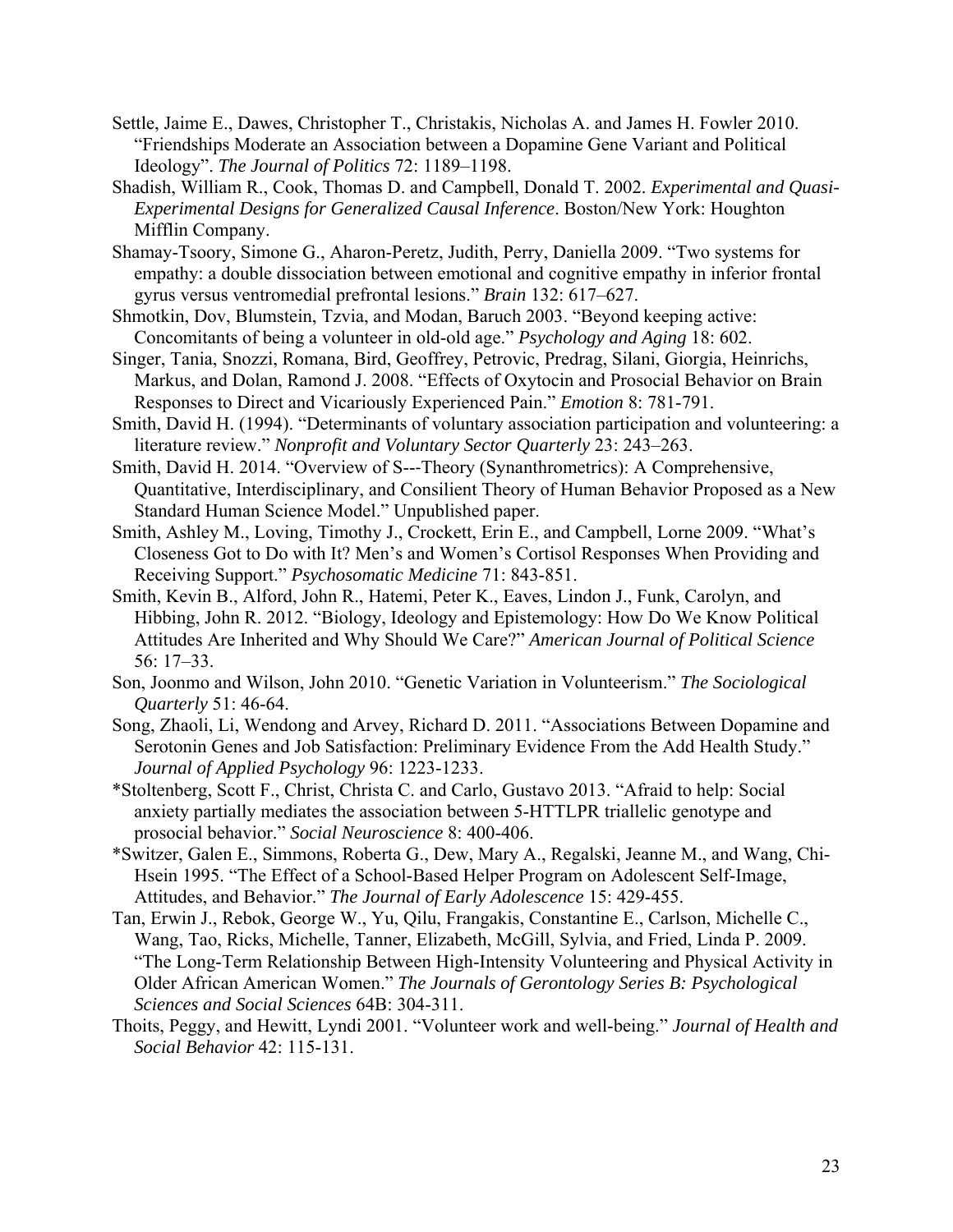Settle, Jaime E., Dawes, Christopher T., Christakis, Nicholas A. and James H. Fowler 2010. "Friendships Moderate an Association between a Dopamine Gene Variant and Political Ideology". *The Journal of Politics* 72: 1189–1198.

Shadish, William R., Cook, Thomas D. and Campbell, Donald T. 2002. *Experimental and Quasi-Experimental Designs for Generalized Causal Inference*. Boston/New York: Houghton Mifflin Company.

Shamay-Tsoory, Simone G., Aharon-Peretz, Judith, Perry, Daniella 2009. "Two systems for empathy: a double dissociation between emotional and cognitive empathy in inferior frontal gyrus versus ventromedial prefrontal lesions." *Brain* 132: 617–627.

Shmotkin, Dov, Blumstein, Tzvia, and Modan, Baruch 2003. "Beyond keeping active: Concomitants of being a volunteer in old-old age." *Psychology and Aging* 18: 602.

Singer, Tania, Snozzi, Romana, Bird, Geoffrey, Petrovic, Predrag, Silani, Giorgia, Heinrichs, Markus, and Dolan, Ramond J. 2008. "Effects of Oxytocin and Prosocial Behavior on Brain Responses to Direct and Vicariously Experienced Pain." *Emotion* 8: 781-791.

Smith, David H. (1994). "Determinants of voluntary association participation and volunteering: a literature review." *Nonprofit and Voluntary Sector Quarterly* 23: 243–263.

Smith, David H. 2014. "Overview of S---Theory (Synanthrometrics): A Comprehensive, Quantitative, Interdisciplinary, and Consilient Theory of Human Behavior Proposed as a New Standard Human Science Model." Unpublished paper.

Smith, Ashley M., Loving, Timothy J., Crockett, Erin E., and Campbell, Lorne 2009. "What's Closeness Got to Do with It? Men's and Women's Cortisol Responses When Providing and Receiving Support." *Psychosomatic Medicine* 71: 843-851.

Smith, Kevin B., Alford, John R., Hatemi, Peter K., Eaves, Lindon J., Funk, Carolyn, and Hibbing, John R. 2012. "Biology, Ideology and Epistemology: How Do We Know Political Attitudes Are Inherited and Why Should We Care?" *American Journal of Political Science* 56: 17–33.

Son, Joonmo and Wilson, John 2010. "Genetic Variation in Volunteerism." *The Sociological Quarterly* 51: 46-64.

Song, Zhaoli, Li, Wendong and Arvey, Richard D. 2011. "Associations Between Dopamine and Serotonin Genes and Job Satisfaction: Preliminary Evidence From the Add Health Study." *Journal of Applied Psychology* 96: 1223-1233.

*Stoltenberg, Scott F., Christ, Christa C. and Carlo, Gustavo 2013. "Afraid to help: Social anxiety partially mediates the association between 5-HTTLPR triallelic genotype and prosocial behavior." *Social Neuroscience* 8: 400-406.

*Switzer, Galen E., Simmons, Roberta G., Dew, Mary A., Regalski, Jeanne M., and Wang, Chi-Hsein 1995. "The Effect of a School-Based Helper Program on Adolescent Self-Image, Attitudes, and Behavior." *The Journal of Early Adolescence* 15: 429-455.

Tan, Erwin J., Rebok, George W., Yu, Qilu, Frangakis, Constantine E., Carlson, Michelle C., Wang, Tao, Ricks, Michelle, Tanner, Elizabeth, McGill, Sylvia, and Fried, Linda P. 2009. "The Long-Term Relationship Between High-Intensity Volunteering and Physical Activity in Older African American Women." *The Journals of Gerontology Series B: Psychological Sciences and Social Sciences* 64B: 304-311.

Thoits, Peggy, and Hewitt, Lyndi 2001. "Volunteer work and well-being." *Journal of Health and Social Behavior* 42: 115-131.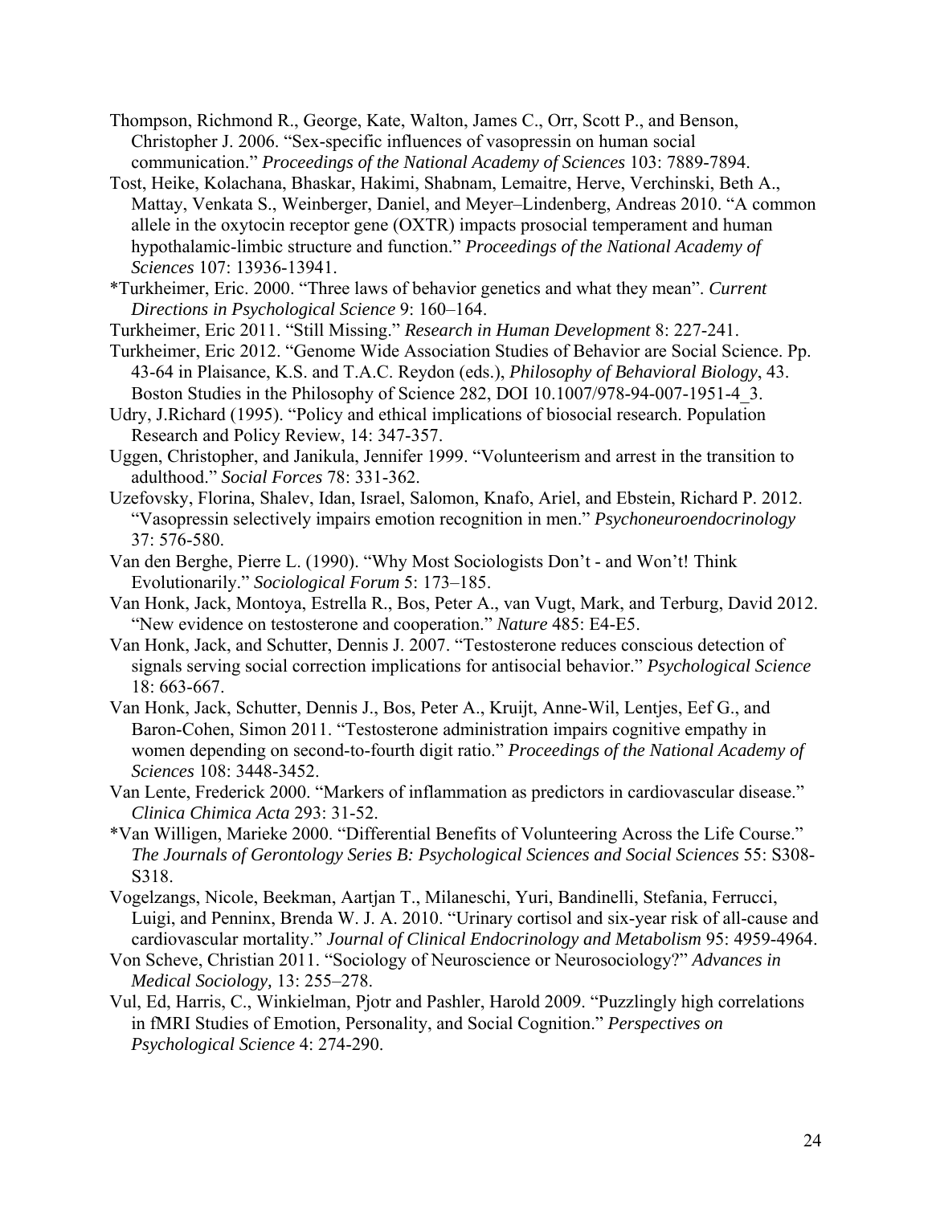Thompson, Richmond R., George, Kate, Walton, James C., Orr, Scott P., and Benson, Christopher J. 2006. "Sex-specific influences of vasopressin on human social communication." *Proceedings of the National Academy of Sciences* 103: 7889-7894.

Tost, Heike, Kolachana, Bhaskar, Hakimi, Shabnam, Lemaitre, Herve, Verchinski, Beth A., Mattay, Venkata S., Weinberger, Daniel, and Meyer–Lindenberg, Andreas 2010. "A common allele in the oxytocin receptor gene (OXTR) impacts prosocial temperament and human hypothalamic-limbic structure and function." *Proceedings of the National Academy of Sciences* 107: 13936-13941.

*Turkheimer, Eric. 2000. "Three laws of behavior genetics and what they mean". *Current Directions in Psychological Science* 9: 160–164.

Turkheimer, Eric 2011. "Still Missing." *Research in Human Development* 8: 227-241.

Turkheimer, Eric 2012. "Genome Wide Association Studies of Behavior are Social Science. Pp. 43-64 in Plaisance, K.S. and T.A.C. Reydon (eds.), *Philosophy of Behavioral Biology*, 43. Boston Studies in the Philosophy of Science 282, DOI 10.1007/978-94-007-1951-4_3.

Udry, J.Richard (1995). "Policy and ethical implications of biosocial research. Population Research and Policy Review, 14: 347-357.

Uggen, Christopher, and Janikula, Jennifer 1999. "Volunteerism and arrest in the transition to adulthood." *Social Forces* 78: 331-362.

Uzefovsky, Florina, Shalev, Idan, Israel, Salomon, Knafo, Ariel, and Ebstein, Richard P. 2012. "Vasopressin selectively impairs emotion recognition in men." *Psychoneuroendocrinology* 37: 576-580.

Van den Berghe, Pierre L. (1990). "Why Most Sociologists Don't - and Won't! Think Evolutionarily." *Sociological Forum* 5: 173–185.

Van Honk, Jack, Montoya, Estrella R., Bos, Peter A., van Vugt, Mark, and Terburg, David 2012. "New evidence on testosterone and cooperation." *Nature* 485: E4-E5.

Van Honk, Jack, and Schutter, Dennis J. 2007. "Testosterone reduces conscious detection of signals serving social correction implications for antisocial behavior." *Psychological Science* 18: 663-667.

Van Honk, Jack, Schutter, Dennis J., Bos, Peter A., Kruijt, Anne-Wil, Lentjes, Eef G., and Baron-Cohen, Simon 2011. "Testosterone administration impairs cognitive empathy in women depending on second-to-fourth digit ratio." *Proceedings of the National Academy of Sciences* 108: 3448-3452.

Van Lente, Frederick 2000. "Markers of inflammation as predictors in cardiovascular disease." *Clinica Chimica Acta* 293: 31-52.

*Van Willigen, Marieke 2000. "Differential Benefits of Volunteering Across the Life Course." *The Journals of Gerontology Series B: Psychological Sciences and Social Sciences* 55: S308-S318.

Vogelzangs, Nicole, Beekman, Aartjan T., Milaneschi, Yuri, Bandinelli, Stefania, Ferrucci, Luigi, and Penninx, Brenda W. J. A. 2010. "Urinary cortisol and six-year risk of all-cause and cardiovascular mortality." *Journal of Clinical Endocrinology and Metabolism* 95: 4959-4964.

Von Scheve, Christian 2011. "Sociology of Neuroscience or Neurosociology?" *Advances in Medical Sociology,* 13: 255–278.

Vul, Ed, Harris, C., Winkielman, Pjotr and Pashler, Harold 2009. "Puzzlingly high correlations in fMRI Studies of Emotion, Personality, and Social Cognition." *Perspectives on Psychological Science* 4: 274-290.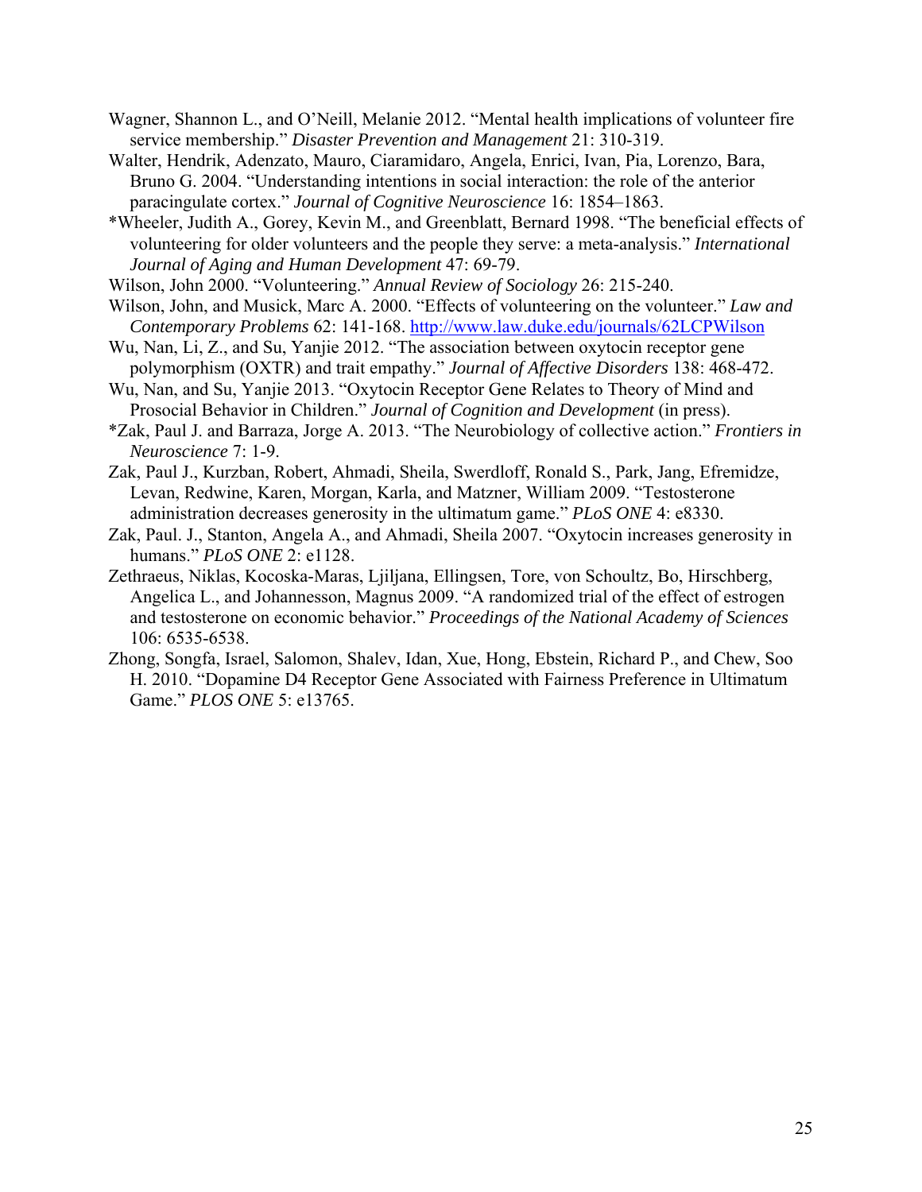Wagner, Shannon L., and O'Neill, Melanie 2012. "Mental health implications of volunteer fire service membership." *Disaster Prevention and Management* 21: 310-319.

Walter, Hendrik, Adenzato, Mauro, Ciaramidaro, Angela, Enrici, Ivan, Pia, Lorenzo, Bara, Bruno G. 2004. "Understanding intentions in social interaction: the role of the anterior paracingulate cortex." *Journal of Cognitive Neuroscience* 16: 1854–1863.

*Wheeler, Judith A., Gorey, Kevin M., and Greenblatt, Bernard 1998. "The beneficial effects of volunteering for older volunteers and the people they serve: a meta-analysis." *International Journal of Aging and Human Development* 47: 69-79.

Wilson, John 2000. "Volunteering." *Annual Review of Sociology* 26: 215-240.

Wilson, John, and Musick, Marc A. 2000. "Effects of volunteering on the volunteer." *Law and Contemporary Problems* 62: 141-168. http://www.law.duke.edu/journals/62LCPWilson

Wu, Nan, Li, Z., and Su, Yanjie 2012. "The association between oxytocin receptor gene polymorphism (OXTR) and trait empathy." *Journal of Affective Disorders* 138: 468-472.

Wu, Nan, and Su, Yanjie 2013. "Oxytocin Receptor Gene Relates to Theory of Mind and Prosocial Behavior in Children." *Journal of Cognition and Development* (in press).

*Zak, Paul J. and Barraza, Jorge A. 2013. "The Neurobiology of collective action." *Frontiers in Neuroscience* 7: 1-9.

Zak, Paul J., Kurzban, Robert, Ahmadi, Sheila, Swerdloff, Ronald S., Park, Jang, Efremidze, Levan, Redwine, Karen, Morgan, Karla, and Matzner, William 2009. "Testosterone administration decreases generosity in the ultimatum game." *PLoS ONE* 4: e8330.

Zak, Paul. J., Stanton, Angela A., and Ahmadi, Sheila 2007. "Oxytocin increases generosity in humans." *PLoS ONE* 2: e1128.

Zethraeus, Niklas, Kocoska-Maras, Ljiljana, Ellingsen, Tore, von Schoultz, Bo, Hirschberg, Angelica L., and Johannesson, Magnus 2009. "A randomized trial of the effect of estrogen and testosterone on economic behavior." *Proceedings of the National Academy of Sciences* 106: 6535-6538.

Zhong, Songfa, Israel, Salomon, Shalev, Idan, Xue, Hong, Ebstein, Richard P., and Chew, Soo H. 2010. "Dopamine D4 Receptor Gene Associated with Fairness Preference in Ultimatum Game." *PLOS ONE* 5: e13765.